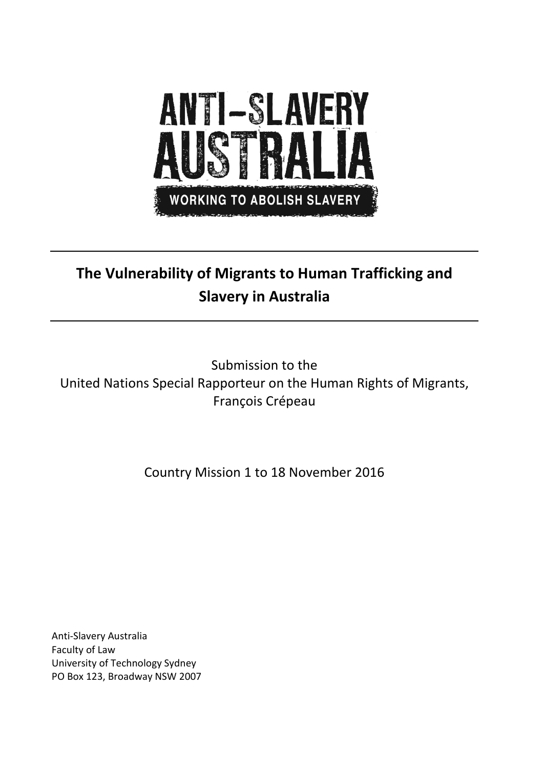ANTI-SLAVERY AUSTRALIA

WORKING TO ABOLISH SLAVERY

---

# The Vulnerability of Migrants to Human Trafficking and Slavery in Australia

---

Submission to the
United Nations Special Rapporteur on the Human Rights of Migrants, François Crépeau

Country Mission 1 to 18 November 2016

Anti-Slavery Australia
Faculty of Law
University of Technology Sydney
PO Box 123, Broadway NSW 2007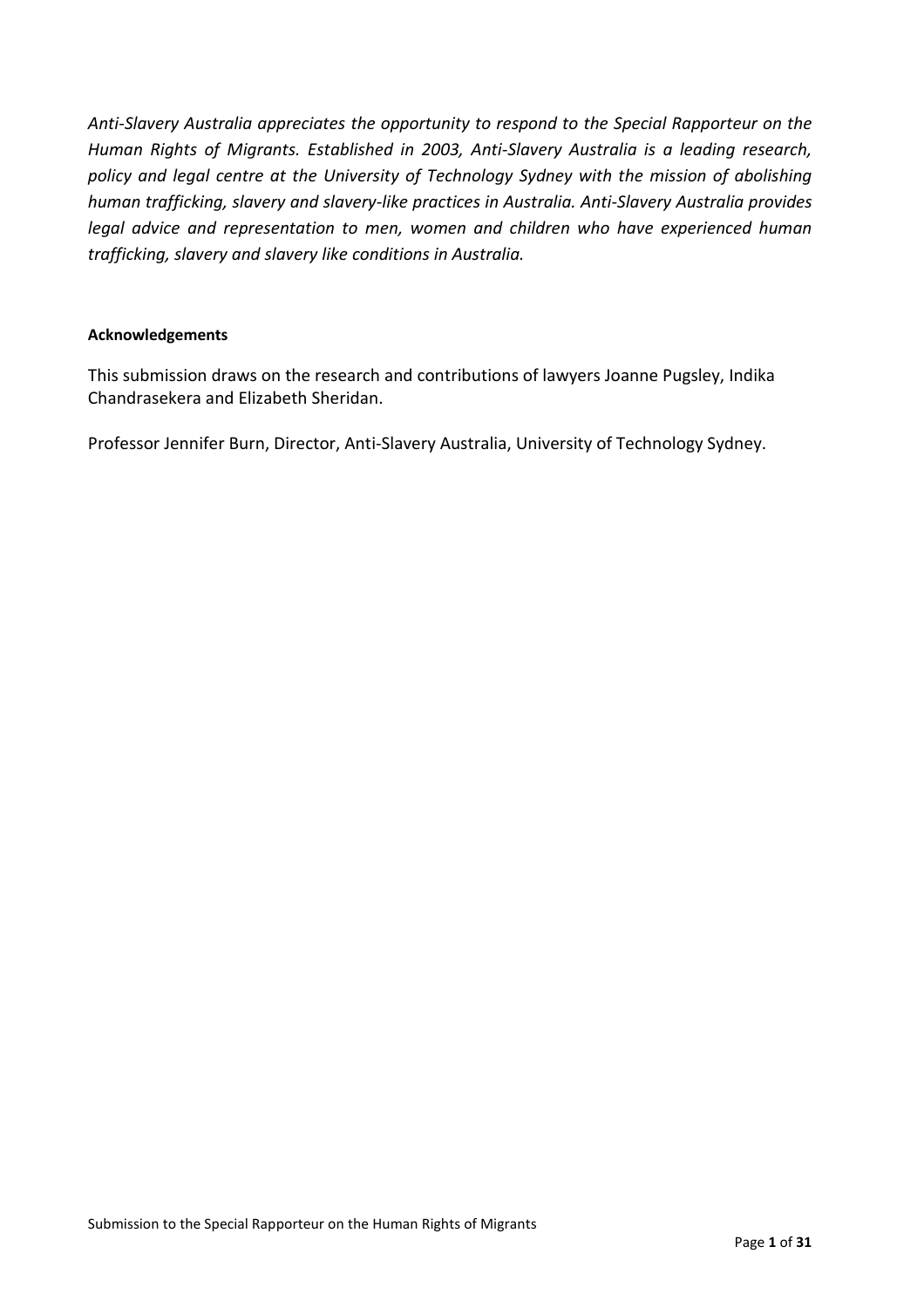*Anti-Slavery Australia appreciates the opportunity to respond to the Special Rapporteur on the Human Rights of Migrants. Established in 2003, Anti-Slavery Australia is a leading research, policy and legal centre at the University of Technology Sydney with the mission of abolishing human trafficking, slavery and slavery-like practices in Australia. Anti-Slavery Australia provides legal advice and representation to men, women and children who have experienced human trafficking, slavery and slavery like conditions in Australia.*

**Acknowledgements**

This submission draws on the research and contributions of lawyers Joanne Pugsley, Indika Chandrasekera and Elizabeth Sheridan.

Professor Jennifer Burn, Director, Anti-Slavery Australia, University of Technology Sydney.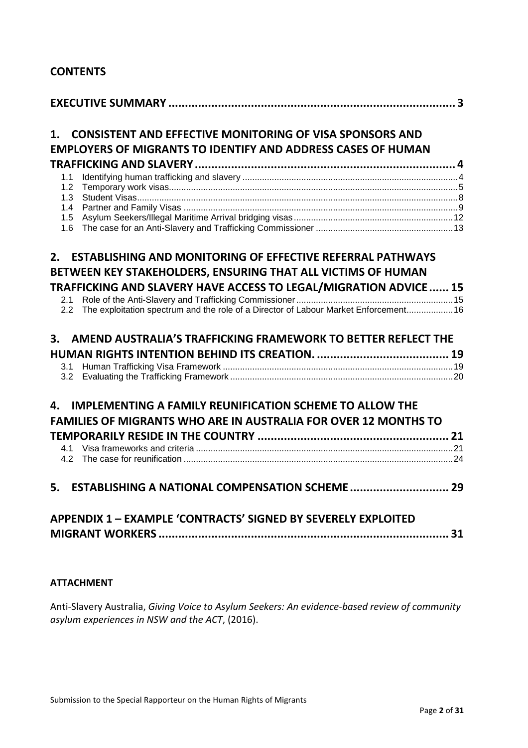## CONTENTS

**EXECUTIVE SUMMARY ........................................................................................ 3**

**1. CONSISTENT AND EFFECTIVE MONITORING OF VISA SPONSORS AND EMPLOYERS OF MIGRANTS TO IDENTIFY AND ADDRESS CASES OF HUMAN TRAFFICKING AND SLAVERY ................................................................................ 4**

- 1.1 Identifying human trafficking and slavery ........................................................ 4
- 1.2 Temporary work visas ........................................................................................ 5
- 1.3 Student Visas ....................................................................................................... 8
- 1.4 Partner and Family Visas ................................................................................... 9
- 1.5 Asylum Seekers/Illegal Maritime Arrival bridging visas ................................. 12
- 1.6 The case for an Anti-Slavery and Trafficking Commissioner ......................... 13

**2. ESTABLISHING AND MONITORING OF EFFECTIVE REFERRAL PATHWAYS BETWEEN KEY STAKEHOLDERS, ENSURING THAT ALL VICTIMS OF HUMAN TRAFFICKING AND SLAVERY HAVE ACCESS TO LEGAL/MIGRATION ADVICE ...... 15**

- 2.1 Role of the Anti-Slavery and Trafficking Commissioner ................................. 15
- 2.2 The exploitation spectrum and the role of a Director of Labour Market Enforcement .................. 16

**3. AMEND AUSTRALIA'S TRAFFICKING FRAMEWORK TO BETTER REFLECT THE HUMAN RIGHTS INTENTION BEHIND ITS CREATION. ......................................... 19**

- 3.1 Human Trafficking Visa Framework ................................................................ 19
- 3.2 Evaluating the Trafficking Framework ............................................................ 20

**4. IMPLEMENTING A FAMILY REUNIFICATION SCHEME TO ALLOW THE FAMILIES OF MIGRANTS WHO ARE IN AUSTRALIA FOR OVER 12 MONTHS TO TEMPORARILY RESIDE IN THE COUNTRY ........................................................... 21**

- 4.1 Visa frameworks and criteria ........................................................................... 21
- 4.2 The case for reunification ................................................................................ 24

**5. ESTABLISHING A NATIONAL COMPENSATION SCHEME ............................. 29**

**APPENDIX 1 – EXAMPLE 'CONTRACTS' SIGNED BY SEVERELY EXPLOITED MIGRANT WORKERS ........................................................................................ 31**

**ATTACHMENT**

Anti-Slavery Australia, *Giving Voice to Asylum Seekers: An evidence-based review of community asylum experiences in NSW and the ACT*, (2016).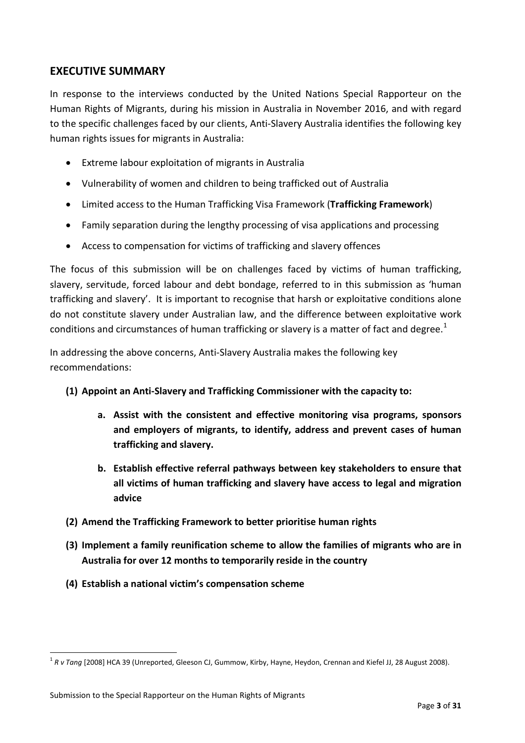## EXECUTIVE SUMMARY

In response to the interviews conducted by the United Nations Special Rapporteur on the Human Rights of Migrants, during his mission in Australia in November 2016, and with regard to the specific challenges faced by our clients, Anti-Slavery Australia identifies the following key human rights issues for migrants in Australia:

- Extreme labour exploitation of migrants in Australia
- Vulnerability of women and children to being trafficked out of Australia
- Limited access to the Human Trafficking Visa Framework (**Trafficking Framework**)
- Family separation during the lengthy processing of visa applications and processing
- Access to compensation for victims of trafficking and slavery offences

The focus of this submission will be on challenges faced by victims of human trafficking, slavery, servitude, forced labour and debt bondage, referred to in this submission as 'human trafficking and slavery'. It is important to recognise that harsh or exploitative conditions alone do not constitute slavery under Australian law, and the difference between exploitative work conditions and circumstances of human trafficking or slavery is a matter of fact and degree.[1]

In addressing the above concerns, Anti-Slavery Australia makes the following key recommendations:

**(1) Appoint an Anti-Slavery and Trafficking Commissioner with the capacity to:**

> **a. Assist with the consistent and effective monitoring visa programs, sponsors and employers of migrants, to identify, address and prevent cases of human trafficking and slavery.**
>
> **b. Establish effective referral pathways between key stakeholders to ensure that all victims of human trafficking and slavery have access to legal and migration advice**

**(2) Amend the Trafficking Framework to better prioritise human rights**

**(3) Implement a family reunification scheme to allow the families of migrants who are in Australia for over 12 months to temporarily reside in the country**

**(4) Establish a national victim's compensation scheme**

---

[1] *R v Tang* [2008] HCA 39 (Unreported, Gleeson CJ, Gummow, Kirby, Hayne, Heydon, Crennan and Kiefel JJ, 28 August 2008).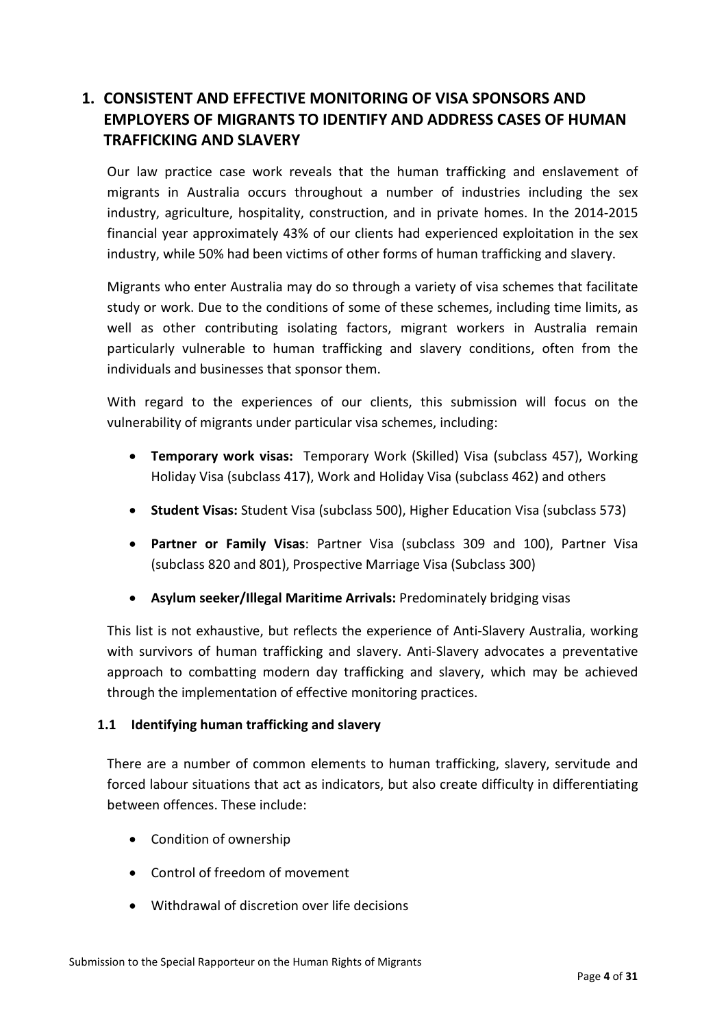# 1. CONSISTENT AND EFFECTIVE MONITORING OF VISA SPONSORS AND EMPLOYERS OF MIGRANTS TO IDENTIFY AND ADDRESS CASES OF HUMAN TRAFFICKING AND SLAVERY

Our law practice case work reveals that the human trafficking and enslavement of migrants in Australia occurs throughout a number of industries including the sex industry, agriculture, hospitality, construction, and in private homes. In the 2014-2015 financial year approximately 43% of our clients had experienced exploitation in the sex industry, while 50% had been victims of other forms of human trafficking and slavery.

Migrants who enter Australia may do so through a variety of visa schemes that facilitate study or work. Due to the conditions of some of these schemes, including time limits, as well as other contributing isolating factors, migrant workers in Australia remain particularly vulnerable to human trafficking and slavery conditions, often from the individuals and businesses that sponsor them.

With regard to the experiences of our clients, this submission will focus on the vulnerability of migrants under particular visa schemes, including:

- **Temporary work visas:** Temporary Work (Skilled) Visa (subclass 457), Working Holiday Visa (subclass 417), Work and Holiday Visa (subclass 462) and others
- **Student Visas:** Student Visa (subclass 500), Higher Education Visa (subclass 573)
- **Partner or Family Visas**: Partner Visa (subclass 309 and 100), Partner Visa (subclass 820 and 801), Prospective Marriage Visa (Subclass 300)
- **Asylum seeker/Illegal Maritime Arrivals:** Predominately bridging visas

This list is not exhaustive, but reflects the experience of Anti-Slavery Australia, working with survivors of human trafficking and slavery. Anti-Slavery advocates a preventative approach to combatting modern day trafficking and slavery, which may be achieved through the implementation of effective monitoring practices.

## 1.1 Identifying human trafficking and slavery

There are a number of common elements to human trafficking, slavery, servitude and forced labour situations that act as indicators, but also create difficulty in differentiating between offences. These include:

- Condition of ownership
- Control of freedom of movement
- Withdrawal of discretion over life decisions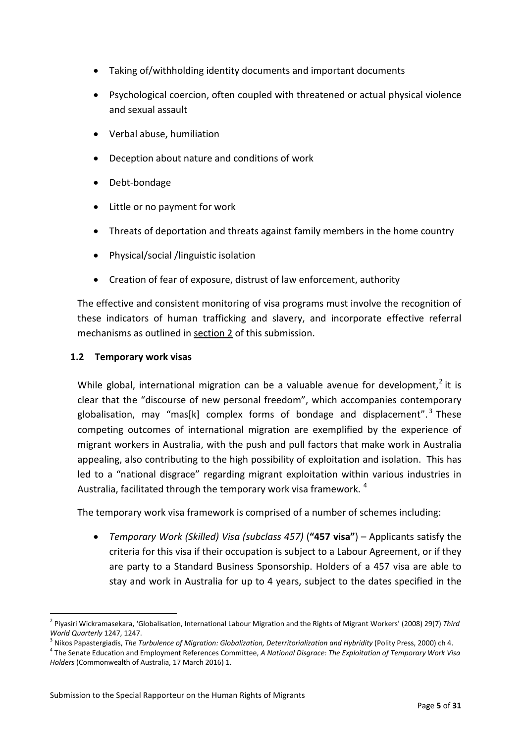- Taking of/withholding identity documents and important documents
- Psychological coercion, often coupled with threatened or actual physical violence and sexual assault
- Verbal abuse, humiliation
- Deception about nature and conditions of work
- Debt-bondage
- Little or no payment for work
- Threats of deportation and threats against family members in the home country
- Physical/social /linguistic isolation
- Creation of fear of exposure, distrust of law enforcement, authority

The effective and consistent monitoring of visa programs must involve the recognition of these indicators of human trafficking and slavery, and incorporate effective referral mechanisms as outlined in section 2 of this submission.

### 1.2 Temporary work visas

While global, international migration can be a valuable avenue for development,[2] it is clear that the "discourse of new personal freedom", which accompanies contemporary globalisation, may "mas[k] complex forms of bondage and displacement".[3] These competing outcomes of international migration are exemplified by the experience of migrant workers in Australia, with the push and pull factors that make work in Australia appealing, also contributing to the high possibility of exploitation and isolation. This has led to a "national disgrace" regarding migrant exploitation within various industries in Australia, facilitated through the temporary work visa framework.[4]

The temporary work visa framework is comprised of a number of schemes including:

- *Temporary Work (Skilled) Visa (subclass 457)* (**"457 visa"**) – Applicants satisfy the criteria for this visa if their occupation is subject to a Labour Agreement, or if they are party to a Standard Business Sponsorship. Holders of a 457 visa are able to stay and work in Australia for up to 4 years, subject to the dates specified in the

---

[2] Piyasiri Wickramasekara, 'Globalisation, International Labour Migration and the Rights of Migrant Workers' (2008) 29(7) *Third World Quarterly* 1247, 1247.

[3] Nikos Papastergiadis, *The Turbulence of Migration: Globalization, Deterritorialization and Hybridity* (Polity Press, 2000) ch 4.

[4] The Senate Education and Employment References Committee, *A National Disgrace: The Exploitation of Temporary Work Visa Holders* (Commonwealth of Australia, 17 March 2016) 1.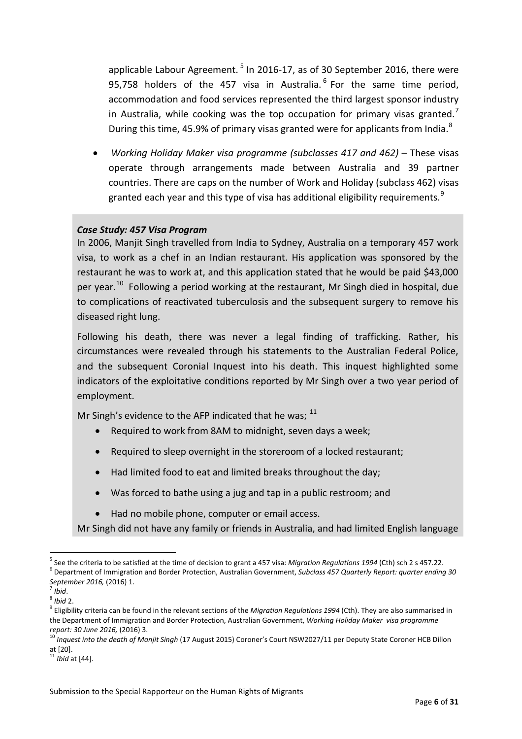applicable Labour Agreement.[5] In 2016-17, as of 30 September 2016, there were 95,758 holders of the 457 visa in Australia.[6] For the same time period, accommodation and food services represented the third largest sponsor industry in Australia, while cooking was the top occupation for primary visas granted.[7] During this time, 45.9% of primary visas granted were for applicants from India.[8]

- *Working Holiday Maker visa programme (subclasses 417 and 462)* – These visas operate through arrangements made between Australia and 39 partner countries. There are caps on the number of Work and Holiday (subclass 462) visas granted each year and this type of visa has additional eligibility requirements.[9]

***Case Study: 457 Visa Program***

In 2006, Manjit Singh travelled from India to Sydney, Australia on a temporary 457 work visa, to work as a chef in an Indian restaurant. His application was sponsored by the restaurant he was to work at, and this application stated that he would be paid $43,000 per year.[10] Following a period working at the restaurant, Mr Singh died in hospital, due to complications of reactivated tuberculosis and the subsequent surgery to remove his diseased right lung.

Following his death, there was never a legal finding of trafficking. Rather, his circumstances were revealed through his statements to the Australian Federal Police, and the subsequent Coronial Inquest into his death. This inquest highlighted some indicators of the exploitative conditions reported by Mr Singh over a two year period of employment.

Mr Singh's evidence to the AFP indicated that he was; [11]

- Required to work from 8AM to midnight, seven days a week;
- Required to sleep overnight in the storeroom of a locked restaurant;
- Had limited food to eat and limited breaks throughout the day;
- Was forced to bathe using a jug and tap in a public restroom; and
- Had no mobile phone, computer or email access.

Mr Singh did not have any family or friends in Australia, and had limited English language

---

[5] See the criteria to be satisfied at the time of decision to grant a 457 visa: *Migration Regulations 1994* (Cth) sch 2 s 457.22.

[6] Department of Immigration and Border Protection, Australian Government, *Subclass 457 Quarterly Report: quarter ending 30 September 2016,* (2016) 1.

[7] *Ibid*.

[8] *Ibid* 2.

[9] Eligibility criteria can be found in the relevant sections of the *Migration Regulations 1994* (Cth). They are also summarised in the Department of Immigration and Border Protection, Australian Government, *Working Holiday Maker visa programme report: 30 June 2016,* (2016) 3.

[10] *Inquest into the death of Manjit Singh* (17 August 2015) Coroner's Court NSW2027/11 per Deputy State Coroner HCB Dillon at [20].

[11] *Ibid* at [44].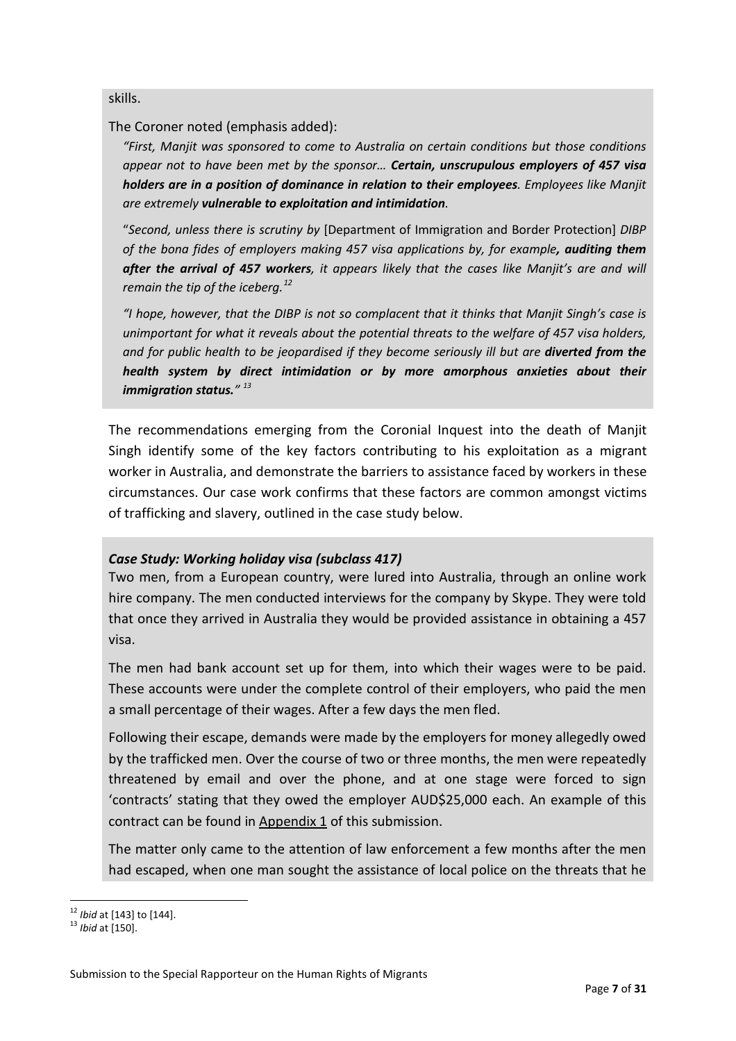skills.

The Coroner noted (emphasis added):

*"First, Manjit was sponsored to come to Australia on certain conditions but those conditions appear not to have been met by the sponsor… **Certain, unscrupulous employers of 457 visa holders are in a position of dominance in relation to their employees**. Employees like Manjit are extremely **vulnerable to exploitation and intimidation**.*

"*Second, unless there is scrutiny by* [Department of Immigration and Border Protection] *DIBP of the bona fides of employers making 457 visa applications by, for example**, auditing them after the arrival of 457 workers**, it appears likely that the cases like Manjit's are and will remain the tip of the iceberg.*[12]

*"I hope, however, that the DIBP is not so complacent that it thinks that Manjit Singh's case is unimportant for what it reveals about the potential threats to the welfare of 457 visa holders, and for public health to be jeopardised if they become seriously ill but are **diverted from the health system by direct intimidation or by more amorphous anxieties about their immigration status."*** [13]

The recommendations emerging from the Coronial Inquest into the death of Manjit Singh identify some of the key factors contributing to his exploitation as a migrant worker in Australia, and demonstrate the barriers to assistance faced by workers in these circumstances. Our case work confirms that these factors are common amongst victims of trafficking and slavery, outlined in the case study below.

***Case Study: Working holiday visa (subclass 417)***

Two men, from a European country, were lured into Australia, through an online work hire company. The men conducted interviews for the company by Skype. They were told that once they arrived in Australia they would be provided assistance in obtaining a 457 visa.

The men had bank account set up for them, into which their wages were to be paid. These accounts were under the complete control of their employers, who paid the men a small percentage of their wages. After a few days the men fled.

Following their escape, demands were made by the employers for money allegedly owed by the trafficked men. Over the course of two or three months, the men were repeatedly threatened by email and over the phone, and at one stage were forced to sign 'contracts' stating that they owed the employer AUD$25,000 each. An example of this contract can be found in Appendix 1 of this submission.

The matter only came to the attention of law enforcement a few months after the men had escaped, when one man sought the assistance of local police on the threats that he

[12] *Ibid* at [143] to [144].

[13] *Ibid* at [150].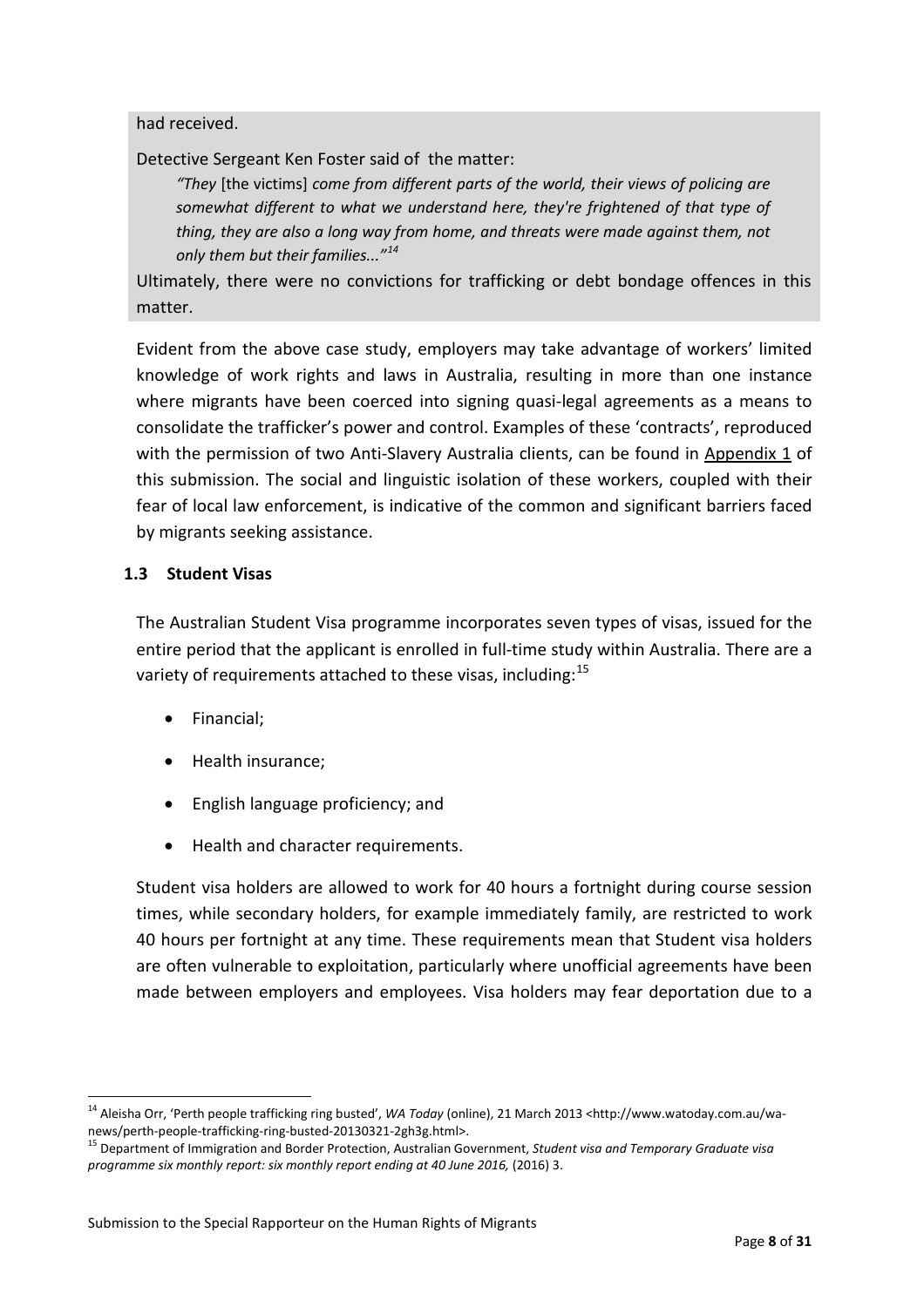had received.

Detective Sergeant Ken Foster said of the matter:

> *"They* [the victims] *come from different parts of the world, their views of policing are somewhat different to what we understand here, they're frightened of that type of thing, they are also a long way from home, and threats were made against them, not only them but their families..."*[14]

Ultimately, there were no convictions for trafficking or debt bondage offences in this matter.

Evident from the above case study, employers may take advantage of workers' limited knowledge of work rights and laws in Australia, resulting in more than one instance where migrants have been coerced into signing quasi-legal agreements as a means to consolidate the trafficker's power and control. Examples of these 'contracts', reproduced with the permission of two Anti-Slavery Australia clients, can be found in Appendix 1 of this submission. The social and linguistic isolation of these workers, coupled with their fear of local law enforcement, is indicative of the common and significant barriers faced by migrants seeking assistance.

### 1.3 Student Visas

The Australian Student Visa programme incorporates seven types of visas, issued for the entire period that the applicant is enrolled in full-time study within Australia. There are a variety of requirements attached to these visas, including:[15]

- Financial;
- Health insurance;
- English language proficiency; and
- Health and character requirements.

Student visa holders are allowed to work for 40 hours a fortnight during course session times, while secondary holders, for example immediately family, are restricted to work 40 hours per fortnight at any time. These requirements mean that Student visa holders are often vulnerable to exploitation, particularly where unofficial agreements have been made between employers and employees. Visa holders may fear deportation due to a

---

[14] Aleisha Orr, 'Perth people trafficking ring busted', *WA Today* (online), 21 March 2013 <http://www.watoday.com.au/wa-news/perth-people-trafficking-ring-busted-20130321-2gh3g.html>.

[15] Department of Immigration and Border Protection, Australian Government, *Student visa and Temporary Graduate visa programme six monthly report: six monthly report ending at 40 June 2016,* (2016) 3.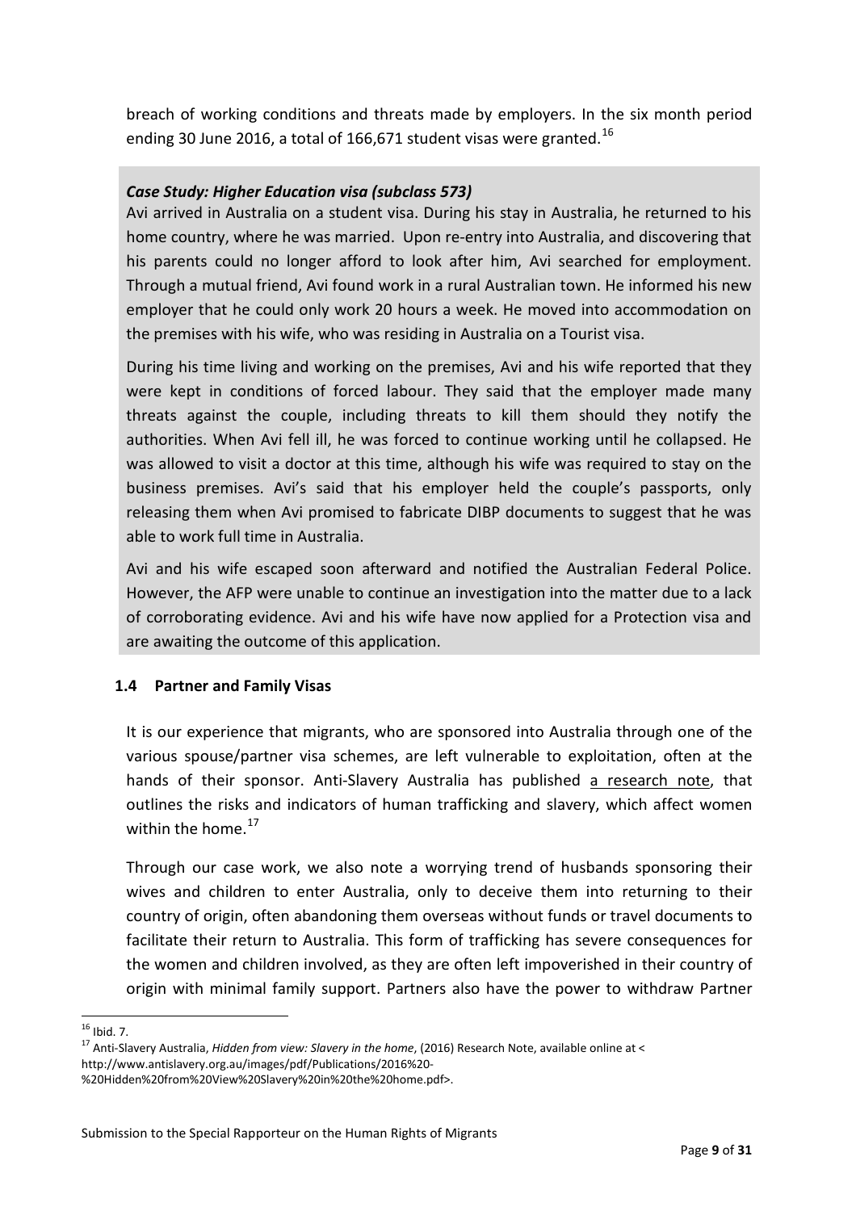breach of working conditions and threats made by employers. In the six month period ending 30 June 2016, a total of 166,671 student visas were granted.[16]

***Case Study: Higher Education visa (subclass 573)***

Avi arrived in Australia on a student visa. During his stay in Australia, he returned to his home country, where he was married. Upon re-entry into Australia, and discovering that his parents could no longer afford to look after him, Avi searched for employment. Through a mutual friend, Avi found work in a rural Australian town. He informed his new employer that he could only work 20 hours a week. He moved into accommodation on the premises with his wife, who was residing in Australia on a Tourist visa.

During his time living and working on the premises, Avi and his wife reported that they were kept in conditions of forced labour. They said that the employer made many threats against the couple, including threats to kill them should they notify the authorities. When Avi fell ill, he was forced to continue working until he collapsed. He was allowed to visit a doctor at this time, although his wife was required to stay on the business premises. Avi's said that his employer held the couple's passports, only releasing them when Avi promised to fabricate DIBP documents to suggest that he was able to work full time in Australia.

Avi and his wife escaped soon afterward and notified the Australian Federal Police. However, the AFP were unable to continue an investigation into the matter due to a lack of corroborating evidence. Avi and his wife have now applied for a Protection visa and are awaiting the outcome of this application.

### 1.4 Partner and Family Visas

It is our experience that migrants, who are sponsored into Australia through one of the various spouse/partner visa schemes, are left vulnerable to exploitation, often at the hands of their sponsor. Anti-Slavery Australia has published a research note, that outlines the risks and indicators of human trafficking and slavery, which affect women within the home.[17]

Through our case work, we also note a worrying trend of husbands sponsoring their wives and children to enter Australia, only to deceive them into returning to their country of origin, often abandoning them overseas without funds or travel documents to facilitate their return to Australia. This form of trafficking has severe consequences for the women and children involved, as they are often left impoverished in their country of origin with minimal family support. Partners also have the power to withdraw Partner

---

[16] Ibid. 7.

[17] Anti-Slavery Australia, *Hidden from view: Slavery in the home*, (2016) Research Note, available online at < http://www.antislavery.org.au/images/pdf/Publications/2016%20-%20Hidden%20from%20View%20Slavery%20in%20the%20home.pdf>.

Submission to the Special Rapporteur on the Human Rights of Migrants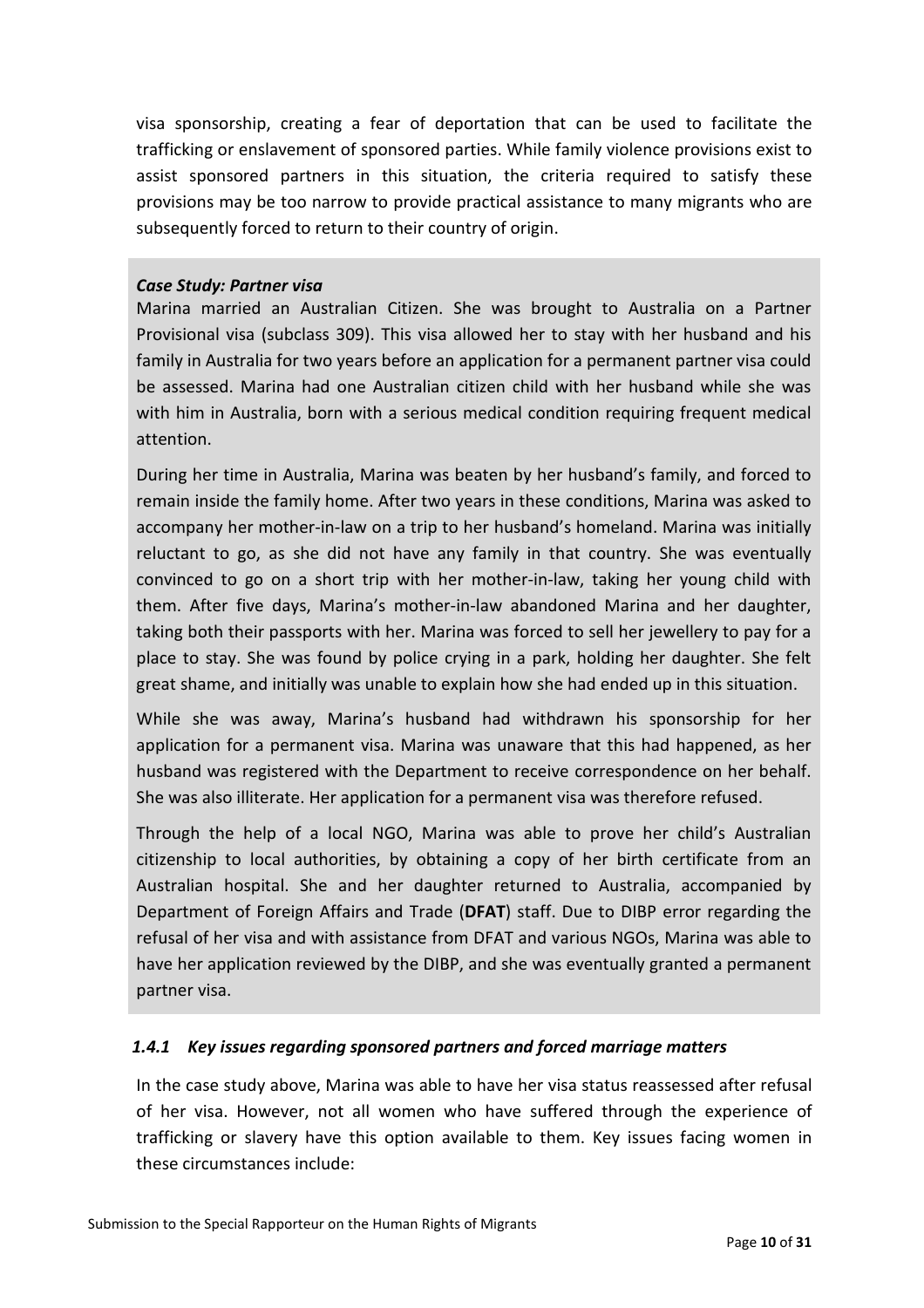visa sponsorship, creating a fear of deportation that can be used to facilitate the trafficking or enslavement of sponsored parties. While family violence provisions exist to assist sponsored partners in this situation, the criteria required to satisfy these provisions may be too narrow to provide practical assistance to many migrants who are subsequently forced to return to their country of origin.

***Case Study: Partner visa***

Marina married an Australian Citizen. She was brought to Australia on a Partner Provisional visa (subclass 309). This visa allowed her to stay with her husband and his family in Australia for two years before an application for a permanent partner visa could be assessed. Marina had one Australian citizen child with her husband while she was with him in Australia, born with a serious medical condition requiring frequent medical attention.

During her time in Australia, Marina was beaten by her husband's family, and forced to remain inside the family home. After two years in these conditions, Marina was asked to accompany her mother-in-law on a trip to her husband's homeland. Marina was initially reluctant to go, as she did not have any family in that country. She was eventually convinced to go on a short trip with her mother-in-law, taking her young child with them. After five days, Marina's mother-in-law abandoned Marina and her daughter, taking both their passports with her. Marina was forced to sell her jewellery to pay for a place to stay. She was found by police crying in a park, holding her daughter. She felt great shame, and initially was unable to explain how she had ended up in this situation.

While she was away, Marina's husband had withdrawn his sponsorship for her application for a permanent visa. Marina was unaware that this had happened, as her husband was registered with the Department to receive correspondence on her behalf. She was also illiterate. Her application for a permanent visa was therefore refused.

Through the help of a local NGO, Marina was able to prove her child's Australian citizenship to local authorities, by obtaining a copy of her birth certificate from an Australian hospital. She and her daughter returned to Australia, accompanied by Department of Foreign Affairs and Trade (**DFAT**) staff. Due to DIBP error regarding the refusal of her visa and with assistance from DFAT and various NGOs, Marina was able to have her application reviewed by the DIBP, and she was eventually granted a permanent partner visa.

### *1.4.1 Key issues regarding sponsored partners and forced marriage matters*

In the case study above, Marina was able to have her visa status reassessed after refusal of her visa. However, not all women who have suffered through the experience of trafficking or slavery have this option available to them. Key issues facing women in these circumstances include: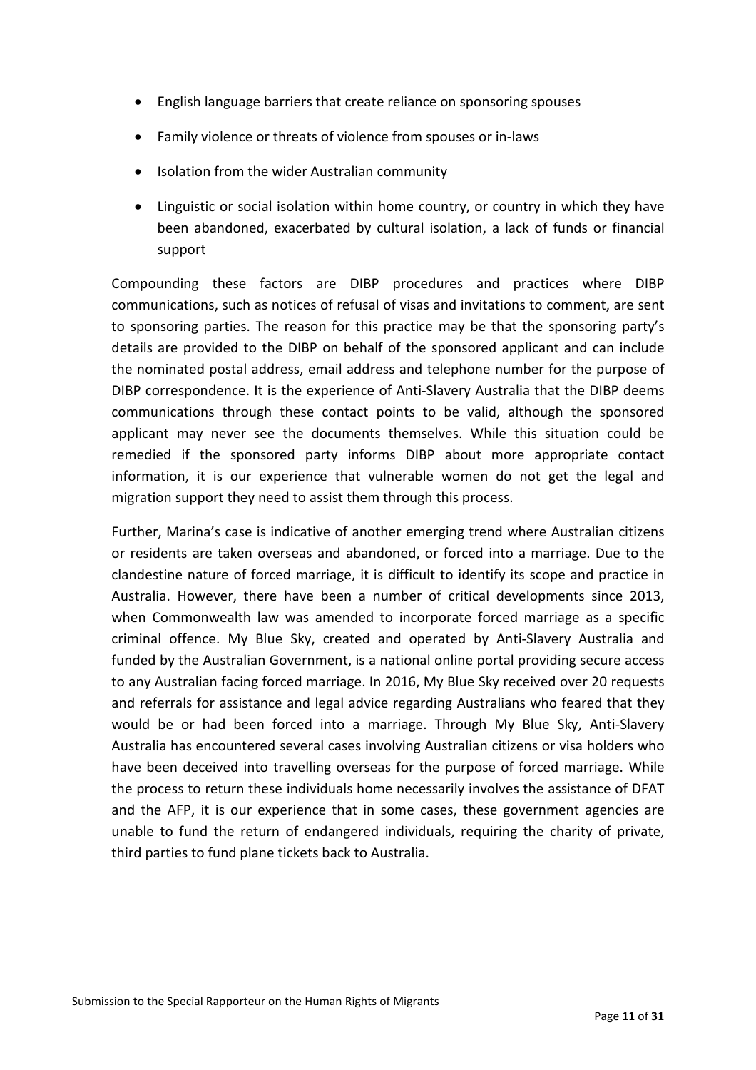- English language barriers that create reliance on sponsoring spouses
- Family violence or threats of violence from spouses or in-laws
- Isolation from the wider Australian community
- Linguistic or social isolation within home country, or country in which they have been abandoned, exacerbated by cultural isolation, a lack of funds or financial support

Compounding these factors are DIBP procedures and practices where DIBP communications, such as notices of refusal of visas and invitations to comment, are sent to sponsoring parties. The reason for this practice may be that the sponsoring party's details are provided to the DIBP on behalf of the sponsored applicant and can include the nominated postal address, email address and telephone number for the purpose of DIBP correspondence. It is the experience of Anti-Slavery Australia that the DIBP deems communications through these contact points to be valid, although the sponsored applicant may never see the documents themselves. While this situation could be remedied if the sponsored party informs DIBP about more appropriate contact information, it is our experience that vulnerable women do not get the legal and migration support they need to assist them through this process.

Further, Marina's case is indicative of another emerging trend where Australian citizens or residents are taken overseas and abandoned, or forced into a marriage. Due to the clandestine nature of forced marriage, it is difficult to identify its scope and practice in Australia. However, there have been a number of critical developments since 2013, when Commonwealth law was amended to incorporate forced marriage as a specific criminal offence. My Blue Sky, created and operated by Anti-Slavery Australia and funded by the Australian Government, is a national online portal providing secure access to any Australian facing forced marriage. In 2016, My Blue Sky received over 20 requests and referrals for assistance and legal advice regarding Australians who feared that they would be or had been forced into a marriage. Through My Blue Sky, Anti-Slavery Australia has encountered several cases involving Australian citizens or visa holders who have been deceived into travelling overseas for the purpose of forced marriage. While the process to return these individuals home necessarily involves the assistance of DFAT and the AFP, it is our experience that in some cases, these government agencies are unable to fund the return of endangered individuals, requiring the charity of private, third parties to fund plane tickets back to Australia.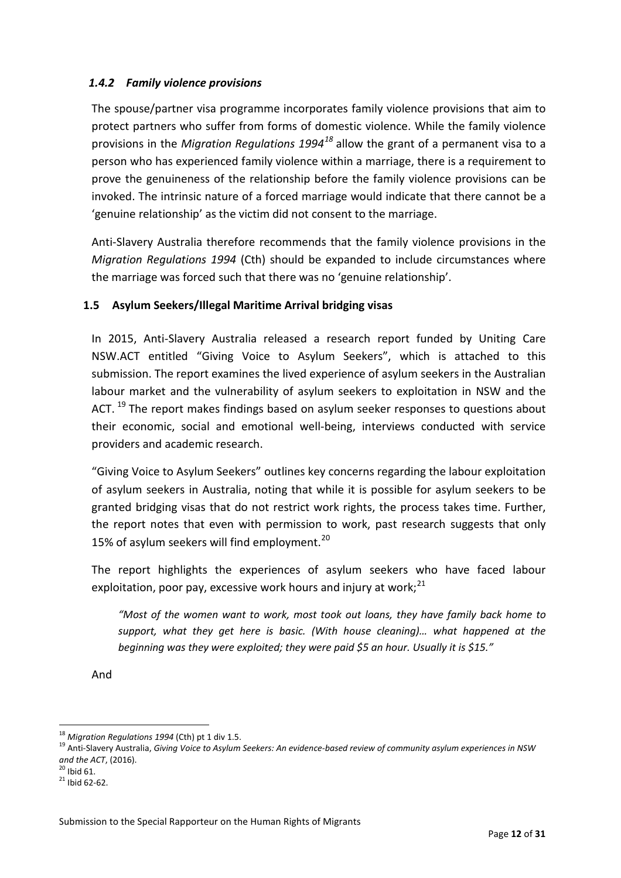### *1.4.2 Family violence provisions*

The spouse/partner visa programme incorporates family violence provisions that aim to protect partners who suffer from forms of domestic violence. While the family violence provisions in the *Migration Regulations 1994*[18] allow the grant of a permanent visa to a person who has experienced family violence within a marriage, there is a requirement to prove the genuineness of the relationship before the family violence provisions can be invoked. The intrinsic nature of a forced marriage would indicate that there cannot be a 'genuine relationship' as the victim did not consent to the marriage.

Anti-Slavery Australia therefore recommends that the family violence provisions in the *Migration Regulations 1994* (Cth) should be expanded to include circumstances where the marriage was forced such that there was no 'genuine relationship'.

### 1.5 Asylum Seekers/Illegal Maritime Arrival bridging visas

In 2015, Anti-Slavery Australia released a research report funded by Uniting Care NSW.ACT entitled "Giving Voice to Asylum Seekers", which is attached to this submission. The report examines the lived experience of asylum seekers in the Australian labour market and the vulnerability of asylum seekers to exploitation in NSW and the ACT. [19] The report makes findings based on asylum seeker responses to questions about their economic, social and emotional well-being, interviews conducted with service providers and academic research.

"Giving Voice to Asylum Seekers" outlines key concerns regarding the labour exploitation of asylum seekers in Australia, noting that while it is possible for asylum seekers to be granted bridging visas that do not restrict work rights, the process takes time. Further, the report notes that even with permission to work, past research suggests that only 15% of asylum seekers will find employment.[20]

The report highlights the experiences of asylum seekers who have faced labour exploitation, poor pay, excessive work hours and injury at work;[21]

> *"Most of the women want to work, most took out loans, they have family back home to support, what they get here is basic. (With house cleaning)… what happened at the beginning was they were exploited; they were paid $5 an hour. Usually it is $15."*

And

---

[18] *Migration Regulations 1994* (Cth) pt 1 div 1.5.

[19] Anti-Slavery Australia, *Giving Voice to Asylum Seekers: An evidence-based review of community asylum experiences in NSW and the ACT*, (2016).

[20] Ibid 61.

[21] Ibid 62-62.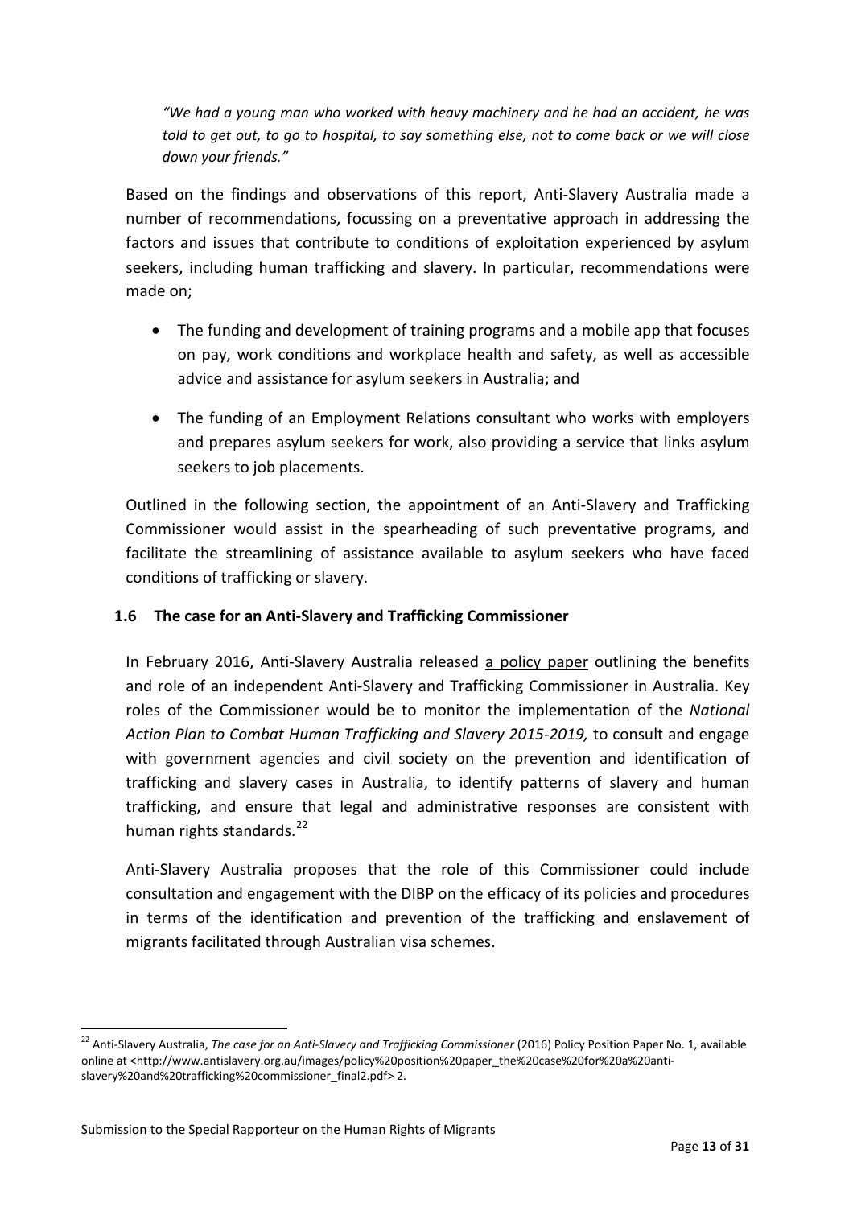*"We had a young man who worked with heavy machinery and he had an accident, he was told to get out, to go to hospital, to say something else, not to come back or we will close down your friends."*

Based on the findings and observations of this report, Anti-Slavery Australia made a number of recommendations, focussing on a preventative approach in addressing the factors and issues that contribute to conditions of exploitation experienced by asylum seekers, including human trafficking and slavery. In particular, recommendations were made on;

- The funding and development of training programs and a mobile app that focuses on pay, work conditions and workplace health and safety, as well as accessible advice and assistance for asylum seekers in Australia; and
- The funding of an Employment Relations consultant who works with employers and prepares asylum seekers for work, also providing a service that links asylum seekers to job placements.

Outlined in the following section, the appointment of an Anti-Slavery and Trafficking Commissioner would assist in the spearheading of such preventative programs, and facilitate the streamlining of assistance available to asylum seekers who have faced conditions of trafficking or slavery.

### 1.6 The case for an Anti-Slavery and Trafficking Commissioner

In February 2016, Anti-Slavery Australia released a policy paper outlining the benefits and role of an independent Anti-Slavery and Trafficking Commissioner in Australia. Key roles of the Commissioner would be to monitor the implementation of the *National Action Plan to Combat Human Trafficking and Slavery 2015-2019,* to consult and engage with government agencies and civil society on the prevention and identification of trafficking and slavery cases in Australia, to identify patterns of slavery and human trafficking, and ensure that legal and administrative responses are consistent with human rights standards.[22]

Anti-Slavery Australia proposes that the role of this Commissioner could include consultation and engagement with the DIBP on the efficacy of its policies and procedures in terms of the identification and prevention of the trafficking and enslavement of migrants facilitated through Australian visa schemes.

[22] Anti-Slavery Australia, *The case for an Anti-Slavery and Trafficking Commissioner* (2016) Policy Position Paper No. 1, available online at <http://www.antislavery.org.au/images/policy%20position%20paper_the%20case%20for%20a%20anti-slavery%20and%20trafficking%20commissioner_final2.pdf> 2.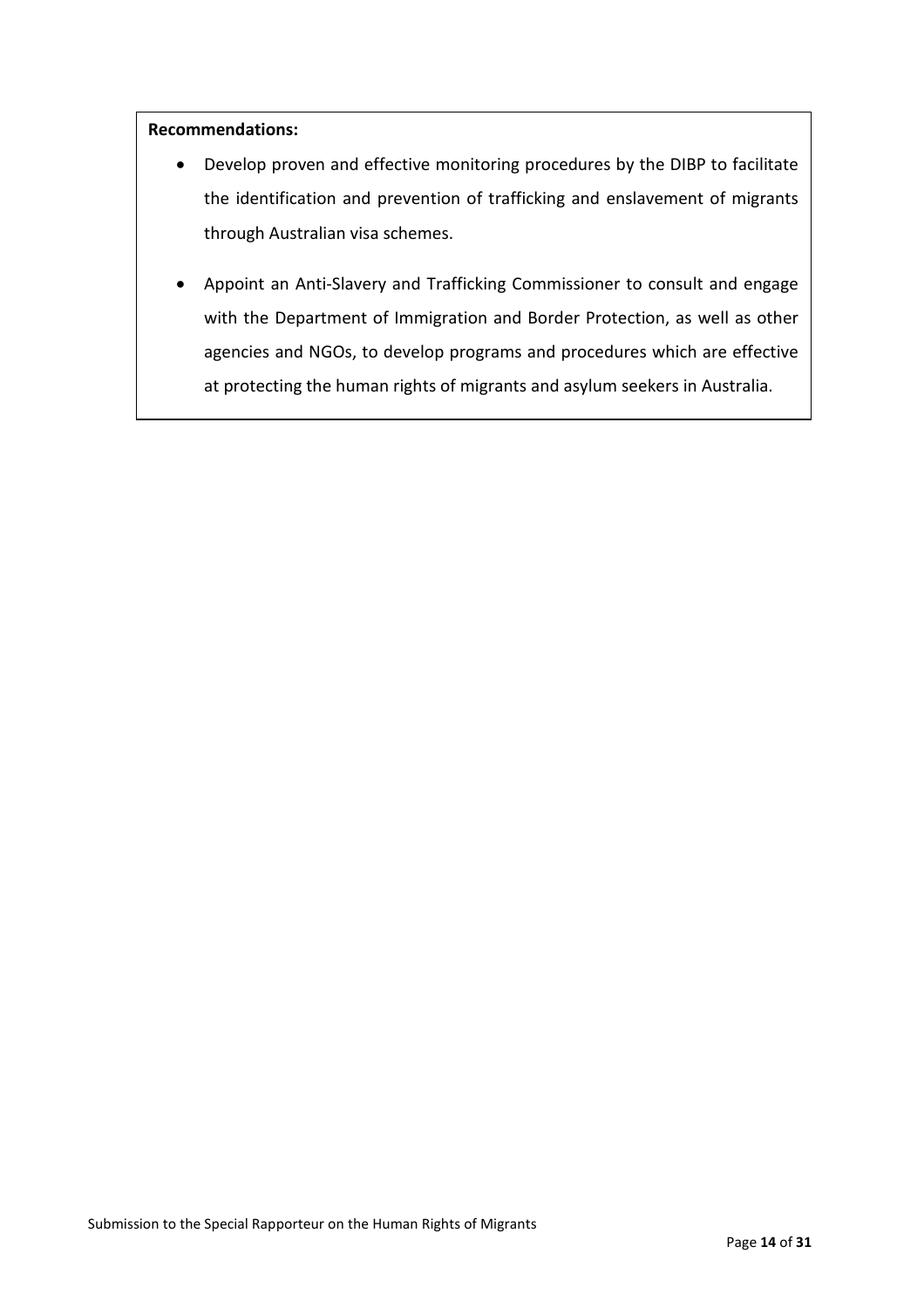**Recommendations:**

- Develop proven and effective monitoring procedures by the DIBP to facilitate the identification and prevention of trafficking and enslavement of migrants through Australian visa schemes.
- Appoint an Anti-Slavery and Trafficking Commissioner to consult and engage with the Department of Immigration and Border Protection, as well as other agencies and NGOs, to develop programs and procedures which are effective at protecting the human rights of migrants and asylum seekers in Australia.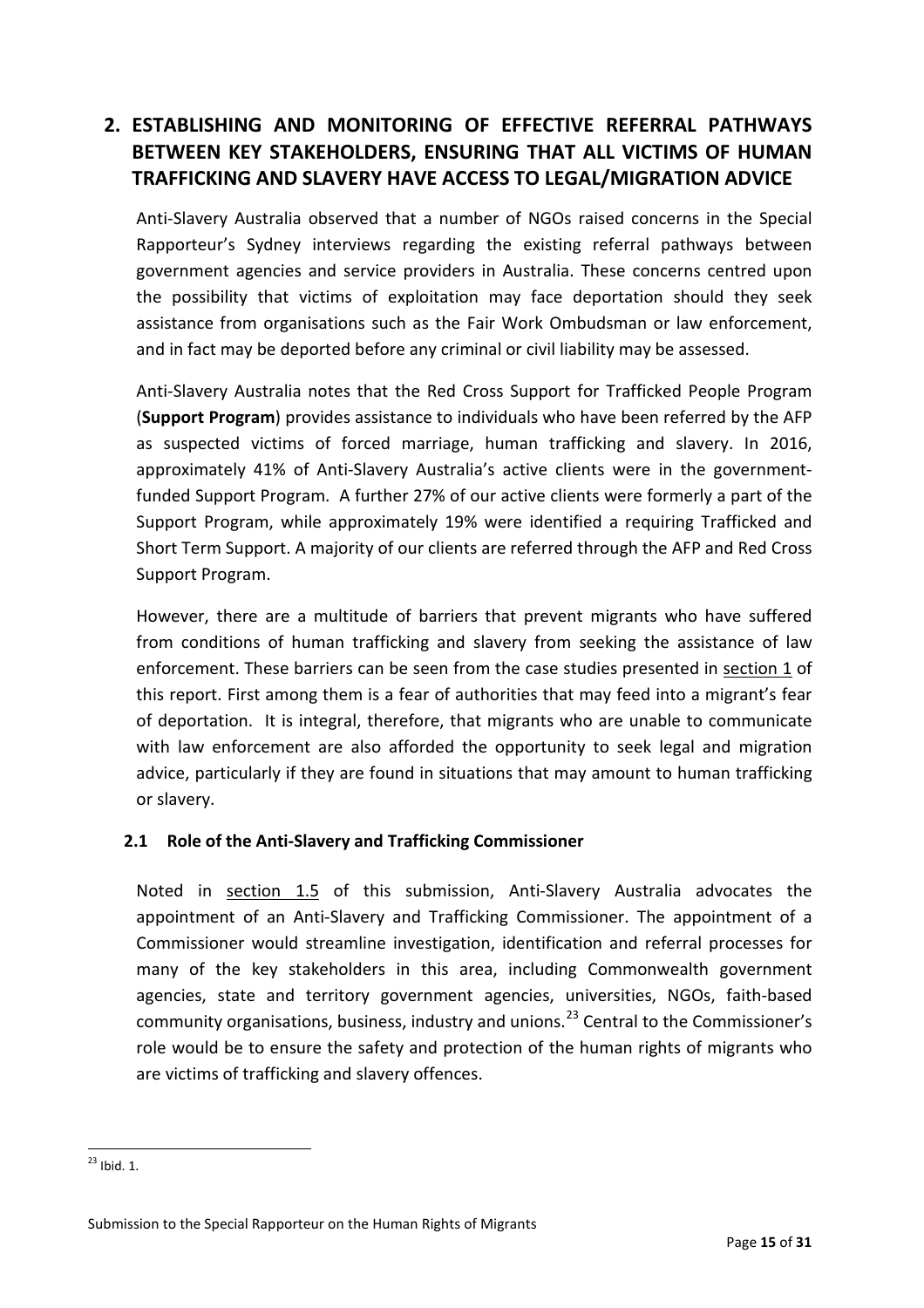## 2. ESTABLISHING AND MONITORING OF EFFECTIVE REFERRAL PATHWAYS BETWEEN KEY STAKEHOLDERS, ENSURING THAT ALL VICTIMS OF HUMAN TRAFFICKING AND SLAVERY HAVE ACCESS TO LEGAL/MIGRATION ADVICE

Anti-Slavery Australia observed that a number of NGOs raised concerns in the Special Rapporteur's Sydney interviews regarding the existing referral pathways between government agencies and service providers in Australia. These concerns centred upon the possibility that victims of exploitation may face deportation should they seek assistance from organisations such as the Fair Work Ombudsman or law enforcement, and in fact may be deported before any criminal or civil liability may be assessed.

Anti-Slavery Australia notes that the Red Cross Support for Trafficked People Program (**Support Program**) provides assistance to individuals who have been referred by the AFP as suspected victims of forced marriage, human trafficking and slavery. In 2016, approximately 41% of Anti-Slavery Australia's active clients were in the government-funded Support Program. A further 27% of our active clients were formerly a part of the Support Program, while approximately 19% were identified a requiring Trafficked and Short Term Support. A majority of our clients are referred through the AFP and Red Cross Support Program.

However, there are a multitude of barriers that prevent migrants who have suffered from conditions of human trafficking and slavery from seeking the assistance of law enforcement. These barriers can be seen from the case studies presented in section 1 of this report. First among them is a fear of authorities that may feed into a migrant's fear of deportation. It is integral, therefore, that migrants who are unable to communicate with law enforcement are also afforded the opportunity to seek legal and migration advice, particularly if they are found in situations that may amount to human trafficking or slavery.

### 2.1 Role of the Anti-Slavery and Trafficking Commissioner

Noted in section 1.5 of this submission, Anti-Slavery Australia advocates the appointment of an Anti-Slavery and Trafficking Commissioner. The appointment of a Commissioner would streamline investigation, identification and referral processes for many of the key stakeholders in this area, including Commonwealth government agencies, state and territory government agencies, universities, NGOs, faith-based community organisations, business, industry and unions.[23] Central to the Commissioner's role would be to ensure the safety and protection of the human rights of migrants who are victims of trafficking and slavery offences.

[23] Ibid. 1.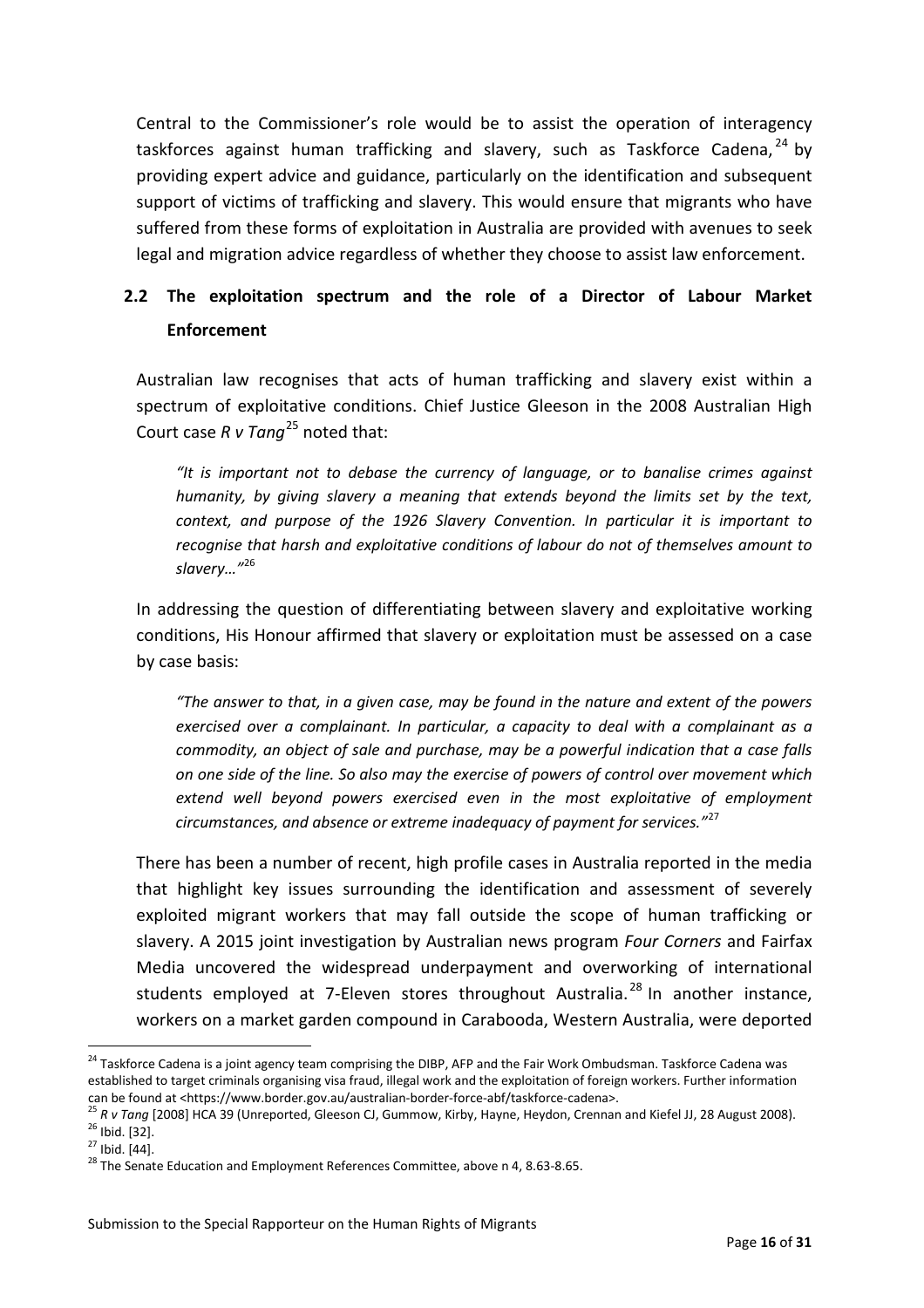Central to the Commissioner's role would be to assist the operation of interagency taskforces against human trafficking and slavery, such as Taskforce Cadena,[24] by providing expert advice and guidance, particularly on the identification and subsequent support of victims of trafficking and slavery. This would ensure that migrants who have suffered from these forms of exploitation in Australia are provided with avenues to seek legal and migration advice regardless of whether they choose to assist law enforcement.

## 2.2 The exploitation spectrum and the role of a Director of Labour Market Enforcement

Australian law recognises that acts of human trafficking and slavery exist within a spectrum of exploitative conditions. Chief Justice Gleeson in the 2008 Australian High Court case *R v Tang*[25] noted that:

> *"It is important not to debase the currency of language, or to banalise crimes against humanity, by giving slavery a meaning that extends beyond the limits set by the text, context, and purpose of the 1926 Slavery Convention. In particular it is important to recognise that harsh and exploitative conditions of labour do not of themselves amount to slavery…"*[26]

In addressing the question of differentiating between slavery and exploitative working conditions, His Honour affirmed that slavery or exploitation must be assessed on a case by case basis:

> *"The answer to that, in a given case, may be found in the nature and extent of the powers exercised over a complainant. In particular, a capacity to deal with a complainant as a commodity, an object of sale and purchase, may be a powerful indication that a case falls on one side of the line. So also may the exercise of powers of control over movement which extend well beyond powers exercised even in the most exploitative of employment circumstances, and absence or extreme inadequacy of payment for services."*[27]

There has been a number of recent, high profile cases in Australia reported in the media that highlight key issues surrounding the identification and assessment of severely exploited migrant workers that may fall outside the scope of human trafficking or slavery. A 2015 joint investigation by Australian news program *Four Corners* and Fairfax Media uncovered the widespread underpayment and overworking of international students employed at 7-Eleven stores throughout Australia.[28] In another instance, workers on a market garden compound in Carabooda, Western Australia, were deported

---

[24] Taskforce Cadena is a joint agency team comprising the DIBP, AFP and the Fair Work Ombudsman. Taskforce Cadena was established to target criminals organising visa fraud, illegal work and the exploitation of foreign workers. Further information can be found at <https://www.border.gov.au/australian-border-force-abf/taskforce-cadena>.

[25] *R v Tang* [2008] HCA 39 (Unreported, Gleeson CJ, Gummow, Kirby, Hayne, Heydon, Crennan and Kiefel JJ, 28 August 2008).

[26] Ibid. [32].

[27] Ibid. [44].

[28] The Senate Education and Employment References Committee, above n 4, 8.63-8.65.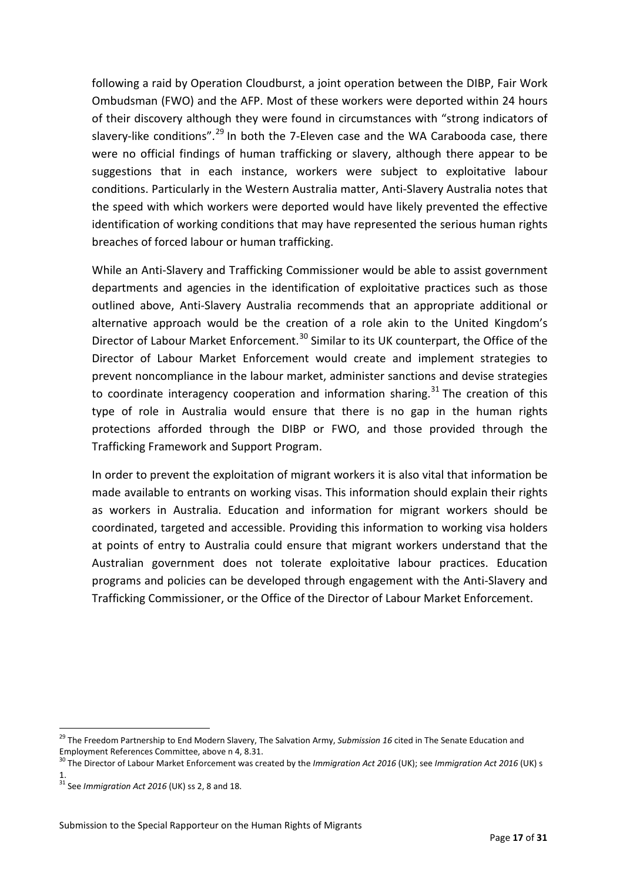following a raid by Operation Cloudburst, a joint operation between the DIBP, Fair Work Ombudsman (FWO) and the AFP. Most of these workers were deported within 24 hours of their discovery although they were found in circumstances with "strong indicators of slavery-like conditions".[29] In both the 7-Eleven case and the WA Carabooda case, there were no official findings of human trafficking or slavery, although there appear to be suggestions that in each instance, workers were subject to exploitative labour conditions. Particularly in the Western Australia matter, Anti-Slavery Australia notes that the speed with which workers were deported would have likely prevented the effective identification of working conditions that may have represented the serious human rights breaches of forced labour or human trafficking.

While an Anti-Slavery and Trafficking Commissioner would be able to assist government departments and agencies in the identification of exploitative practices such as those outlined above, Anti-Slavery Australia recommends that an appropriate additional or alternative approach would be the creation of a role akin to the United Kingdom's Director of Labour Market Enforcement.[30] Similar to its UK counterpart, the Office of the Director of Labour Market Enforcement would create and implement strategies to prevent noncompliance in the labour market, administer sanctions and devise strategies to coordinate interagency cooperation and information sharing.[31] The creation of this type of role in Australia would ensure that there is no gap in the human rights protections afforded through the DIBP or FWO, and those provided through the Trafficking Framework and Support Program.

In order to prevent the exploitation of migrant workers it is also vital that information be made available to entrants on working visas. This information should explain their rights as workers in Australia. Education and information for migrant workers should be coordinated, targeted and accessible. Providing this information to working visa holders at points of entry to Australia could ensure that migrant workers understand that the Australian government does not tolerate exploitative labour practices. Education programs and policies can be developed through engagement with the Anti-Slavery and Trafficking Commissioner, or the Office of the Director of Labour Market Enforcement.

---

[29] The Freedom Partnership to End Modern Slavery, The Salvation Army, *Submission 16* cited in The Senate Education and Employment References Committee, above n 4, 8.31.

[30] The Director of Labour Market Enforcement was created by the *Immigration Act 2016* (UK); see *Immigration Act 2016* (UK) s 1.

[31] See *Immigration Act 2016* (UK) ss 2, 8 and 18.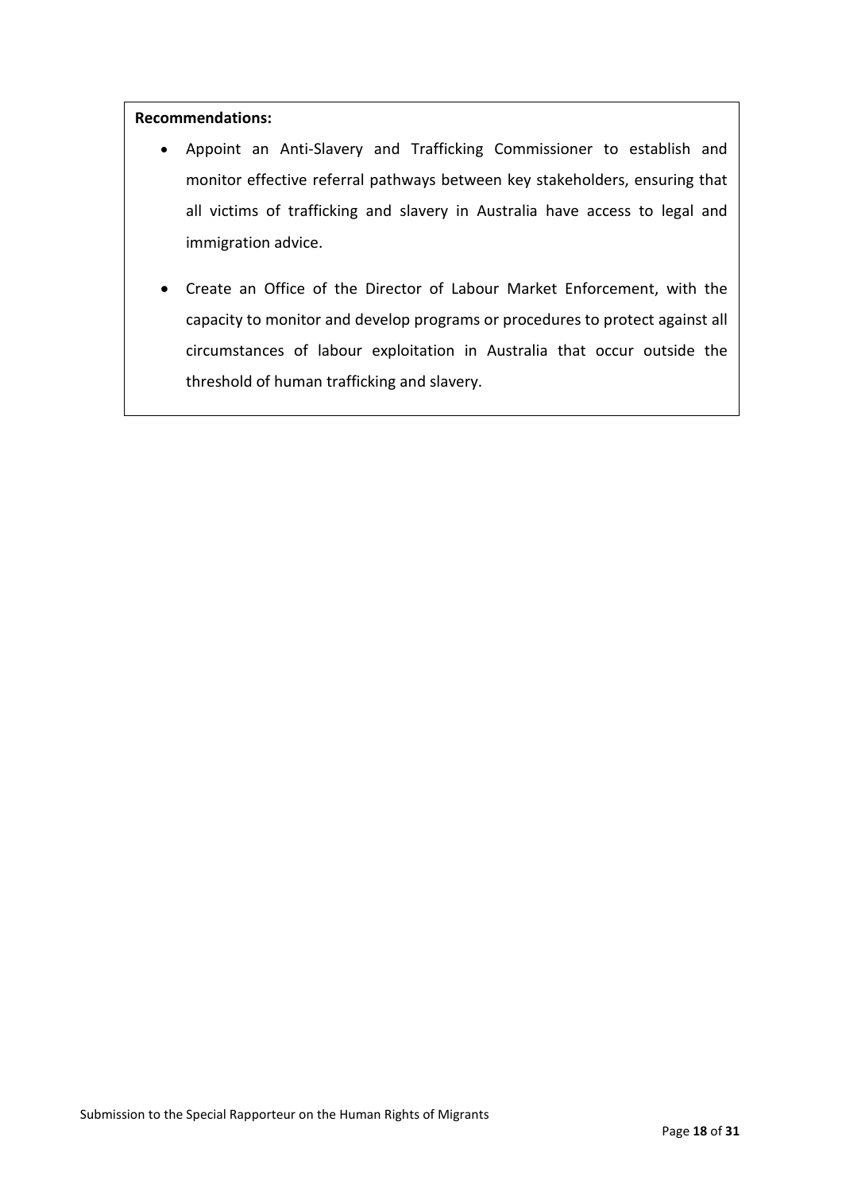**Recommendations:**

- Appoint an Anti-Slavery and Trafficking Commissioner to establish and monitor effective referral pathways between key stakeholders, ensuring that all victims of trafficking and slavery in Australia have access to legal and immigration advice.
- Create an Office of the Director of Labour Market Enforcement, with the capacity to monitor and develop programs or procedures to protect against all circumstances of labour exploitation in Australia that occur outside the threshold of human trafficking and slavery.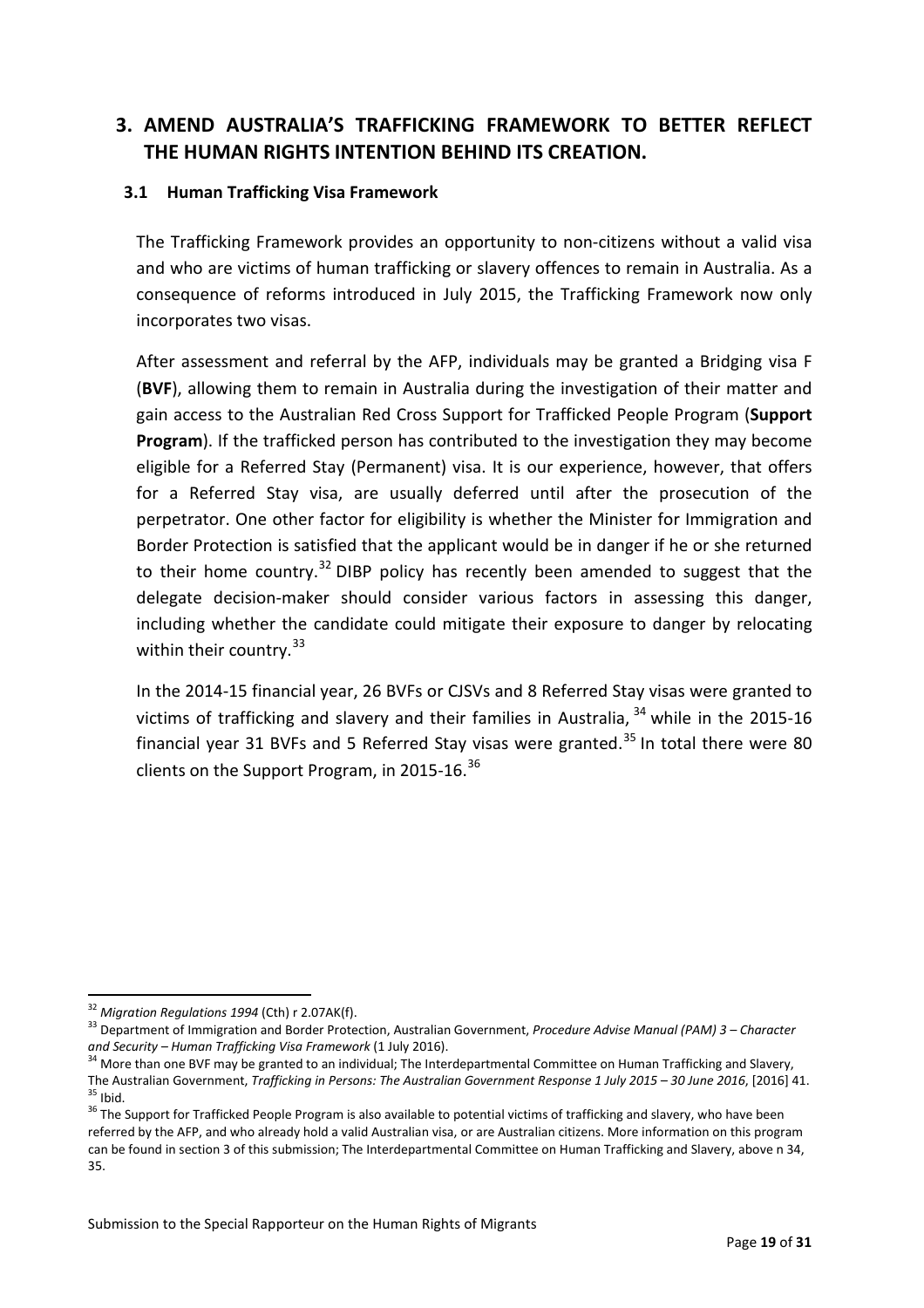## 3. AMEND AUSTRALIA'S TRAFFICKING FRAMEWORK TO BETTER REFLECT THE HUMAN RIGHTS INTENTION BEHIND ITS CREATION.

### 3.1 Human Trafficking Visa Framework

The Trafficking Framework provides an opportunity to non-citizens without a valid visa and who are victims of human trafficking or slavery offences to remain in Australia. As a consequence of reforms introduced in July 2015, the Trafficking Framework now only incorporates two visas.

After assessment and referral by the AFP, individuals may be granted a Bridging visa F (**BVF**), allowing them to remain in Australia during the investigation of their matter and gain access to the Australian Red Cross Support for Trafficked People Program (**Support Program**). If the trafficked person has contributed to the investigation they may become eligible for a Referred Stay (Permanent) visa. It is our experience, however, that offers for a Referred Stay visa, are usually deferred until after the prosecution of the perpetrator. One other factor for eligibility is whether the Minister for Immigration and Border Protection is satisfied that the applicant would be in danger if he or she returned to their home country.[32] DIBP policy has recently been amended to suggest that the delegate decision-maker should consider various factors in assessing this danger, including whether the candidate could mitigate their exposure to danger by relocating within their country.[33]

In the 2014-15 financial year, 26 BVFs or CJSVs and 8 Referred Stay visas were granted to victims of trafficking and slavery and their families in Australia,[34] while in the 2015-16 financial year 31 BVFs and 5 Referred Stay visas were granted.[35] In total there were 80 clients on the Support Program, in 2015-16.[36]

---

[32] *Migration Regulations 1994* (Cth) r 2.07AK(f).

[33] Department of Immigration and Border Protection, Australian Government, *Procedure Advise Manual (PAM) 3 – Character and Security – Human Trafficking Visa Framework* (1 July 2016).

[34] More than one BVF may be granted to an individual; The Interdepartmental Committee on Human Trafficking and Slavery, The Australian Government, *Trafficking in Persons: The Australian Government Response 1 July 2015 – 30 June 2016*, [2016] 41.

[35] Ibid.

[36] The Support for Trafficked People Program is also available to potential victims of trafficking and slavery, who have been referred by the AFP, and who already hold a valid Australian visa, or are Australian citizens. More information on this program can be found in section 3 of this submission; The Interdepartmental Committee on Human Trafficking and Slavery, above n 34, 35.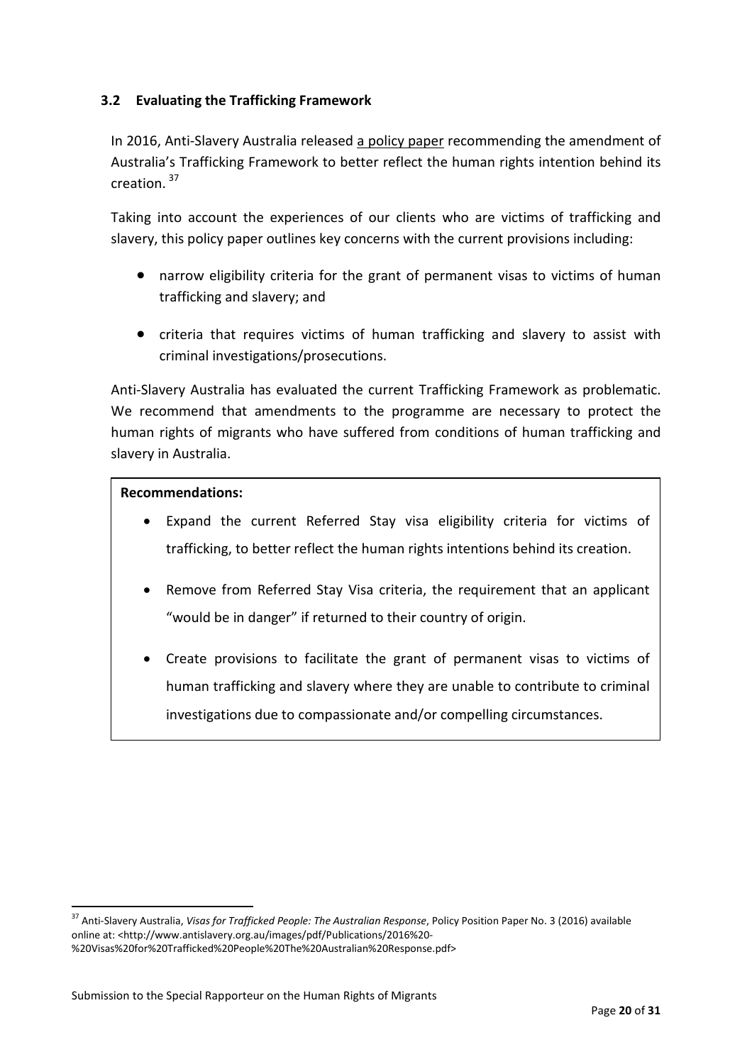### 3.2 Evaluating the Trafficking Framework

In 2016, Anti-Slavery Australia released a policy paper recommending the amendment of Australia's Trafficking Framework to better reflect the human rights intention behind its creation. [37]

Taking into account the experiences of our clients who are victims of trafficking and slavery, this policy paper outlines key concerns with the current provisions including:

- narrow eligibility criteria for the grant of permanent visas to victims of human trafficking and slavery; and
- criteria that requires victims of human trafficking and slavery to assist with criminal investigations/prosecutions.

Anti-Slavery Australia has evaluated the current Trafficking Framework as problematic. We recommend that amendments to the programme are necessary to protect the human rights of migrants who have suffered from conditions of human trafficking and slavery in Australia.

**Recommendations:**

- Expand the current Referred Stay visa eligibility criteria for victims of trafficking, to better reflect the human rights intentions behind its creation.
- Remove from Referred Stay Visa criteria, the requirement that an applicant "would be in danger" if returned to their country of origin.
- Create provisions to facilitate the grant of permanent visas to victims of human trafficking and slavery where they are unable to contribute to criminal investigations due to compassionate and/or compelling circumstances.

[37] Anti-Slavery Australia, *Visas for Trafficked People: The Australian Response*, Policy Position Paper No. 3 (2016) available online at: <http://www.antislavery.org.au/images/pdf/Publications/2016%20-%20Visas%20for%20Trafficked%20People%20The%20Australian%20Response.pdf>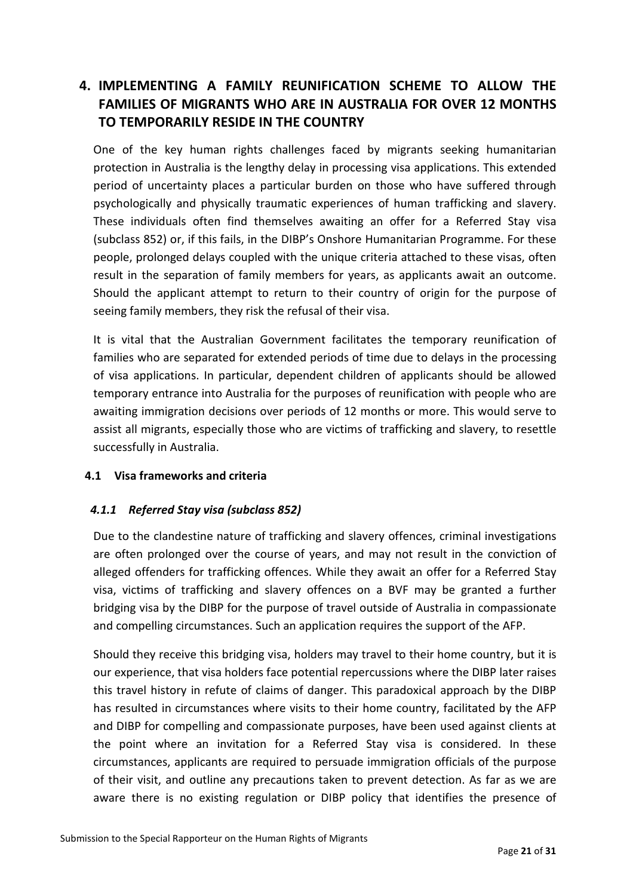## 4. IMPLEMENTING A FAMILY REUNIFICATION SCHEME TO ALLOW THE FAMILIES OF MIGRANTS WHO ARE IN AUSTRALIA FOR OVER 12 MONTHS TO TEMPORARILY RESIDE IN THE COUNTRY

One of the key human rights challenges faced by migrants seeking humanitarian protection in Australia is the lengthy delay in processing visa applications. This extended period of uncertainty places a particular burden on those who have suffered through psychologically and physically traumatic experiences of human trafficking and slavery. These individuals often find themselves awaiting an offer for a Referred Stay visa (subclass 852) or, if this fails, in the DIBP's Onshore Humanitarian Programme. For these people, prolonged delays coupled with the unique criteria attached to these visas, often result in the separation of family members for years, as applicants await an outcome. Should the applicant attempt to return to their country of origin for the purpose of seeing family members, they risk the refusal of their visa.

It is vital that the Australian Government facilitates the temporary reunification of families who are separated for extended periods of time due to delays in the processing of visa applications. In particular, dependent children of applicants should be allowed temporary entrance into Australia for the purposes of reunification with people who are awaiting immigration decisions over periods of 12 months or more. This would serve to assist all migrants, especially those who are victims of trafficking and slavery, to resettle successfully in Australia.

### 4.1 Visa frameworks and criteria

#### *4.1.1 Referred Stay visa (subclass 852)*

Due to the clandestine nature of trafficking and slavery offences, criminal investigations are often prolonged over the course of years, and may not result in the conviction of alleged offenders for trafficking offences. While they await an offer for a Referred Stay visa, victims of trafficking and slavery offences on a BVF may be granted a further bridging visa by the DIBP for the purpose of travel outside of Australia in compassionate and compelling circumstances. Such an application requires the support of the AFP.

Should they receive this bridging visa, holders may travel to their home country, but it is our experience, that visa holders face potential repercussions where the DIBP later raises this travel history in refute of claims of danger. This paradoxical approach by the DIBP has resulted in circumstances where visits to their home country, facilitated by the AFP and DIBP for compelling and compassionate purposes, have been used against clients at the point where an invitation for a Referred Stay visa is considered. In these circumstances, applicants are required to persuade immigration officials of the purpose of their visit, and outline any precautions taken to prevent detection. As far as we are aware there is no existing regulation or DIBP policy that identifies the presence of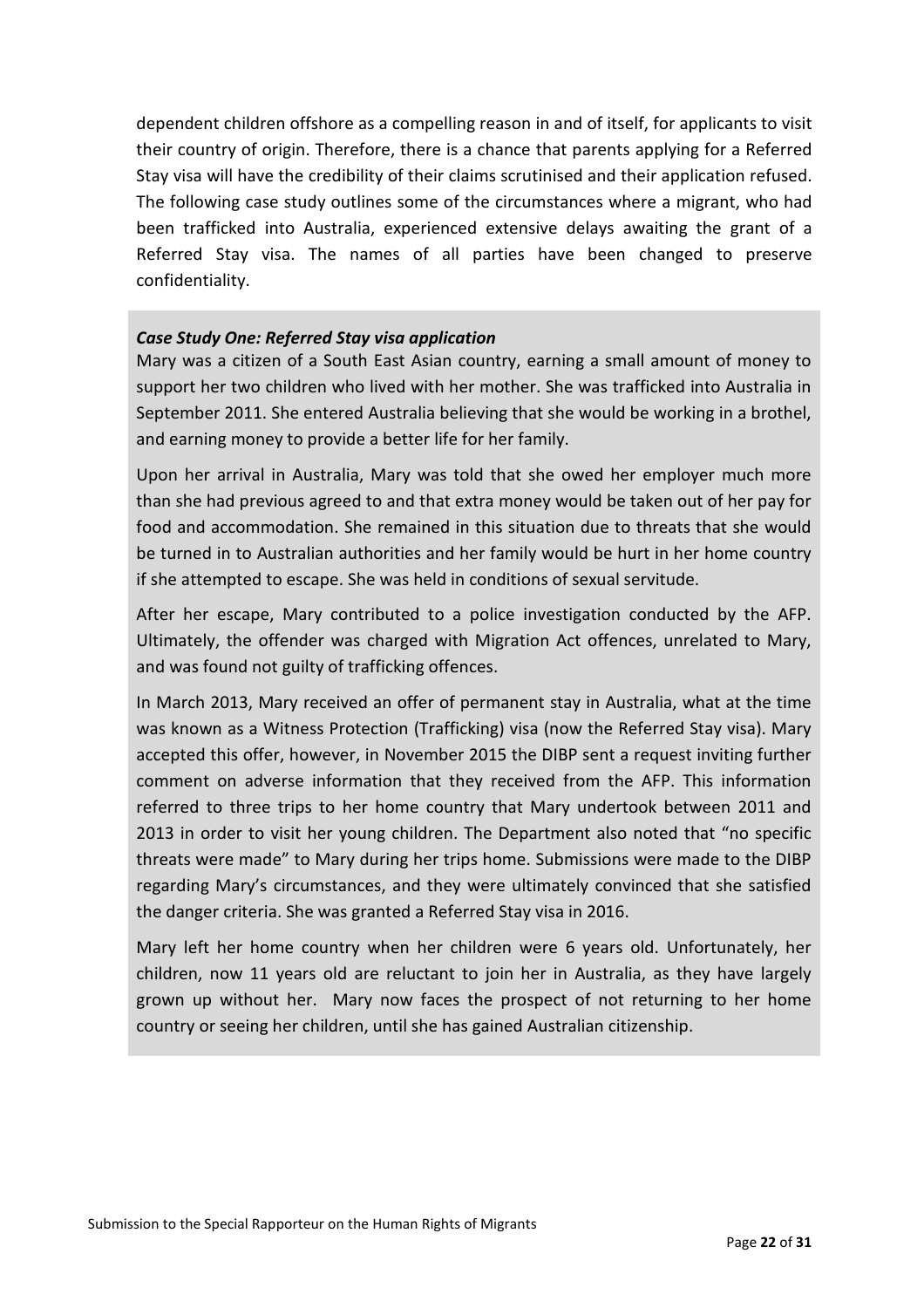dependent children offshore as a compelling reason in and of itself, for applicants to visit their country of origin. Therefore, there is a chance that parents applying for a Referred Stay visa will have the credibility of their claims scrutinised and their application refused. The following case study outlines some of the circumstances where a migrant, who had been trafficked into Australia, experienced extensive delays awaiting the grant of a Referred Stay visa. The names of all parties have been changed to preserve confidentiality.

***Case Study One: Referred Stay visa application***

Mary was a citizen of a South East Asian country, earning a small amount of money to support her two children who lived with her mother. She was trafficked into Australia in September 2011. She entered Australia believing that she would be working in a brothel, and earning money to provide a better life for her family.

Upon her arrival in Australia, Mary was told that she owed her employer much more than she had previous agreed to and that extra money would be taken out of her pay for food and accommodation. She remained in this situation due to threats that she would be turned in to Australian authorities and her family would be hurt in her home country if she attempted to escape. She was held in conditions of sexual servitude.

After her escape, Mary contributed to a police investigation conducted by the AFP. Ultimately, the offender was charged with Migration Act offences, unrelated to Mary, and was found not guilty of trafficking offences.

In March 2013, Mary received an offer of permanent stay in Australia, what at the time was known as a Witness Protection (Trafficking) visa (now the Referred Stay visa). Mary accepted this offer, however, in November 2015 the DIBP sent a request inviting further comment on adverse information that they received from the AFP. This information referred to three trips to her home country that Mary undertook between 2011 and 2013 in order to visit her young children. The Department also noted that "no specific threats were made" to Mary during her trips home. Submissions were made to the DIBP regarding Mary's circumstances, and they were ultimately convinced that she satisfied the danger criteria. She was granted a Referred Stay visa in 2016.

Mary left her home country when her children were 6 years old. Unfortunately, her children, now 11 years old are reluctant to join her in Australia, as they have largely grown up without her. Mary now faces the prospect of not returning to her home country or seeing her children, until she has gained Australian citizenship.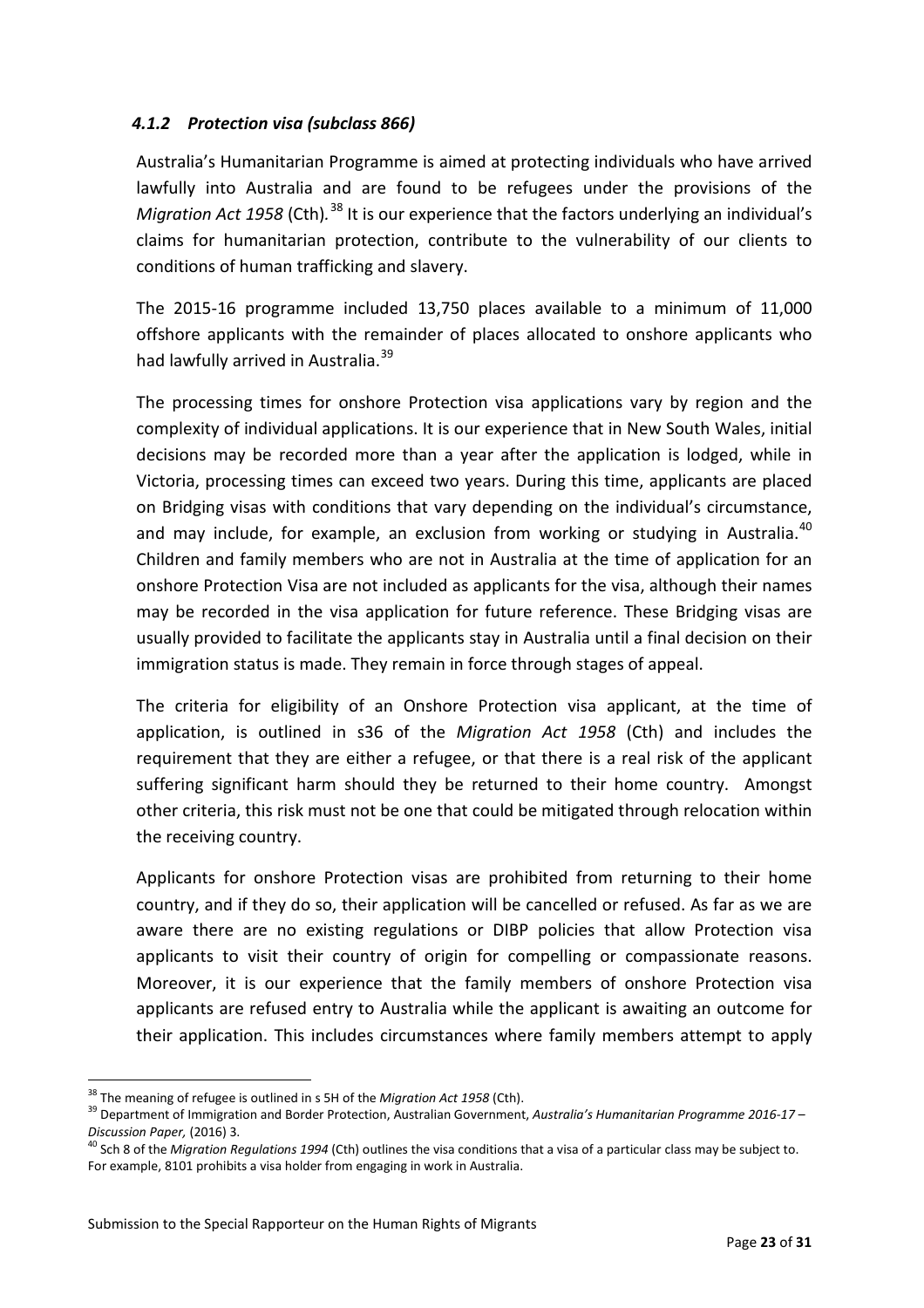### *4.1.2 Protection visa (subclass 866)*

Australia's Humanitarian Programme is aimed at protecting individuals who have arrived lawfully into Australia and are found to be refugees under the provisions of the *Migration Act 1958* (Cth).[38] It is our experience that the factors underlying an individual's claims for humanitarian protection, contribute to the vulnerability of our clients to conditions of human trafficking and slavery.

The 2015-16 programme included 13,750 places available to a minimum of 11,000 offshore applicants with the remainder of places allocated to onshore applicants who had lawfully arrived in Australia.[39]

The processing times for onshore Protection visa applications vary by region and the complexity of individual applications. It is our experience that in New South Wales, initial decisions may be recorded more than a year after the application is lodged, while in Victoria, processing times can exceed two years. During this time, applicants are placed on Bridging visas with conditions that vary depending on the individual's circumstance, and may include, for example, an exclusion from working or studying in Australia.[40] Children and family members who are not in Australia at the time of application for an onshore Protection Visa are not included as applicants for the visa, although their names may be recorded in the visa application for future reference. These Bridging visas are usually provided to facilitate the applicants stay in Australia until a final decision on their immigration status is made. They remain in force through stages of appeal.

The criteria for eligibility of an Onshore Protection visa applicant, at the time of application, is outlined in s36 of the *Migration Act 1958* (Cth) and includes the requirement that they are either a refugee, or that there is a real risk of the applicant suffering significant harm should they be returned to their home country. Amongst other criteria, this risk must not be one that could be mitigated through relocation within the receiving country.

Applicants for onshore Protection visas are prohibited from returning to their home country, and if they do so, their application will be cancelled or refused. As far as we are aware there are no existing regulations or DIBP policies that allow Protection visa applicants to visit their country of origin for compelling or compassionate reasons. Moreover, it is our experience that the family members of onshore Protection visa applicants are refused entry to Australia while the applicant is awaiting an outcome for their application. This includes circumstances where family members attempt to apply

---

[38] The meaning of refugee is outlined in s 5H of the *Migration Act 1958* (Cth).

[39] Department of Immigration and Border Protection, Australian Government, *Australia's Humanitarian Programme 2016-17 – Discussion Paper,* (2016) 3.

[40] Sch 8 of the *Migration Regulations 1994* (Cth) outlines the visa conditions that a visa of a particular class may be subject to. For example, 8101 prohibits a visa holder from engaging in work in Australia.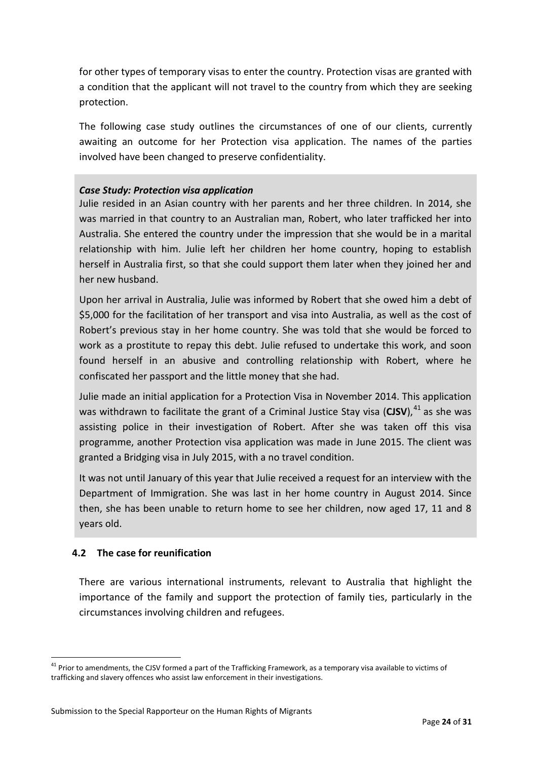for other types of temporary visas to enter the country. Protection visas are granted with a condition that the applicant will not travel to the country from which they are seeking protection.

The following case study outlines the circumstances of one of our clients, currently awaiting an outcome for her Protection visa application. The names of the parties involved have been changed to preserve confidentiality.

> ***Case Study: Protection visa application***
>
> Julie resided in an Asian country with her parents and her three children. In 2014, she was married in that country to an Australian man, Robert, who later trafficked her into Australia. She entered the country under the impression that she would be in a marital relationship with him. Julie left her children her home country, hoping to establish herself in Australia first, so that she could support them later when they joined her and her new husband.
>
> Upon her arrival in Australia, Julie was informed by Robert that she owed him a debt of $5,000 for the facilitation of her transport and visa into Australia, as well as the cost of Robert's previous stay in her home country. She was told that she would be forced to work as a prostitute to repay this debt. Julie refused to undertake this work, and soon found herself in an abusive and controlling relationship with Robert, where he confiscated her passport and the little money that she had.
>
> Julie made an initial application for a Protection Visa in November 2014. This application was withdrawn to facilitate the grant of a Criminal Justice Stay visa (**CJSV**),[41] as she was assisting police in their investigation of Robert. After she was taken off this visa programme, another Protection visa application was made in June 2015. The client was granted a Bridging visa in July 2015, with a no travel condition.
>
> It was not until January of this year that Julie received a request for an interview with the Department of Immigration. She was last in her home country in August 2014. Since then, she has been unable to return home to see her children, now aged 17, 11 and 8 years old.

### 4.2 The case for reunification

There are various international instruments, relevant to Australia that highlight the importance of the family and support the protection of family ties, particularly in the circumstances involving children and refugees.

---

[41] Prior to amendments, the CJSV formed a part of the Trafficking Framework, as a temporary visa available to victims of trafficking and slavery offences who assist law enforcement in their investigations.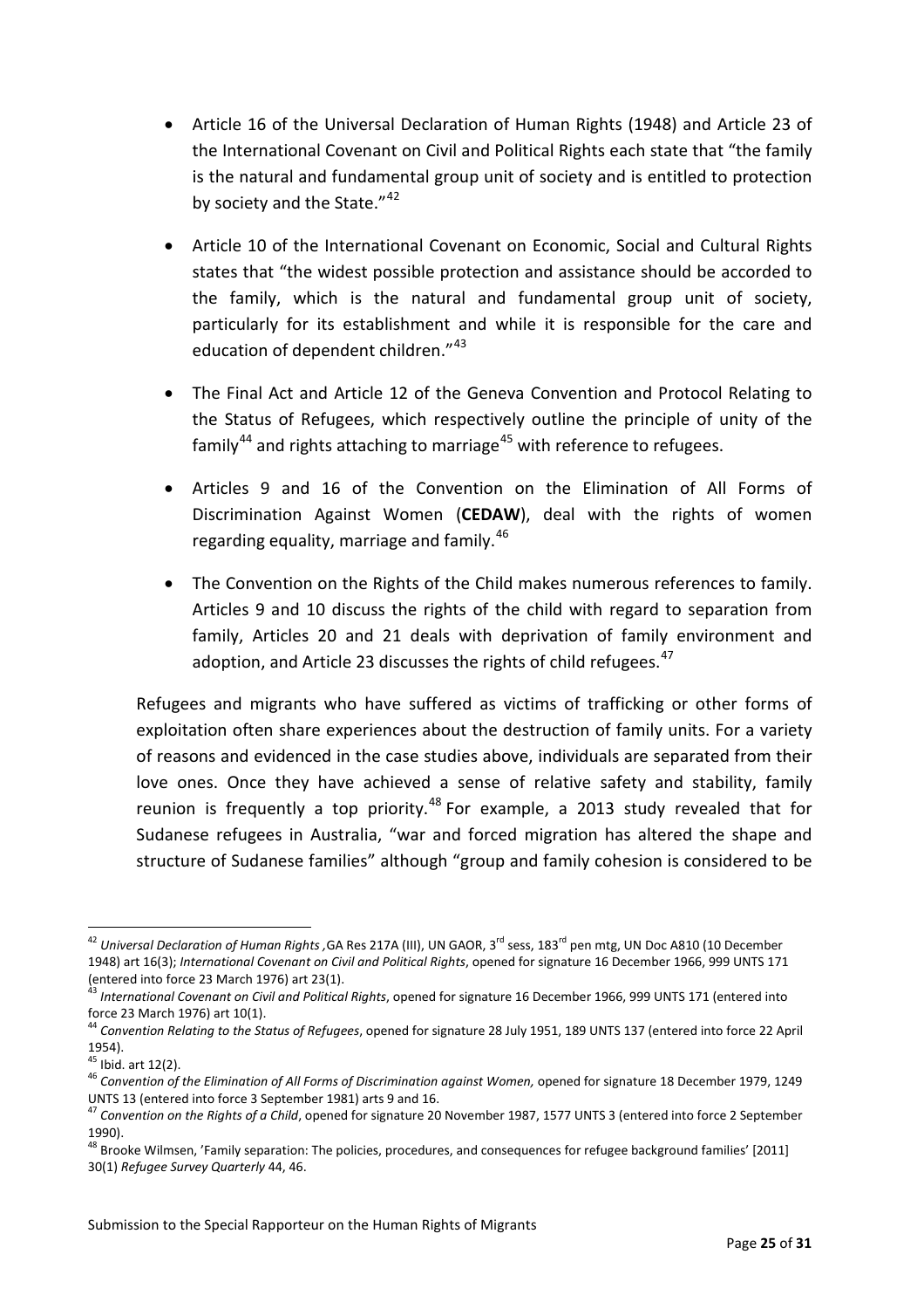- Article 16 of the Universal Declaration of Human Rights (1948) and Article 23 of the International Covenant on Civil and Political Rights each state that "the family is the natural and fundamental group unit of society and is entitled to protection by society and the State."[42]

- Article 10 of the International Covenant on Economic, Social and Cultural Rights states that "the widest possible protection and assistance should be accorded to the family, which is the natural and fundamental group unit of society, particularly for its establishment and while it is responsible for the care and education of dependent children."[43]

- The Final Act and Article 12 of the Geneva Convention and Protocol Relating to the Status of Refugees, which respectively outline the principle of unity of the family[44] and rights attaching to marriage[45] with reference to refugees.

- Articles 9 and 16 of the Convention on the Elimination of All Forms of Discrimination Against Women (**CEDAW**), deal with the rights of women regarding equality, marriage and family.[46]

- The Convention on the Rights of the Child makes numerous references to family. Articles 9 and 10 discuss the rights of the child with regard to separation from family, Articles 20 and 21 deals with deprivation of family environment and adoption, and Article 23 discusses the rights of child refugees.[47]

Refugees and migrants who have suffered as victims of trafficking or other forms of exploitation often share experiences about the destruction of family units. For a variety of reasons and evidenced in the case studies above, individuals are separated from their love ones. Once they have achieved a sense of relative safety and stability, family reunion is frequently a top priority.[48] For example, a 2013 study revealed that for Sudanese refugees in Australia, "war and forced migration has altered the shape and structure of Sudanese families" although "group and family cohesion is considered to be

---

[42] *Universal Declaration of Human Rights* ,GA Res 217A (III), UN GAOR, 3rd sess, 183rd pen mtg, UN Doc A810 (10 December 1948) art 16(3); *International Covenant on Civil and Political Rights*, opened for signature 16 December 1966, 999 UNTS 171 (entered into force 23 March 1976) art 23(1).

[43] *International Covenant on Civil and Political Rights*, opened for signature 16 December 1966, 999 UNTS 171 (entered into force 23 March 1976) art 10(1).

[44] *Convention Relating to the Status of Refugees*, opened for signature 28 July 1951, 189 UNTS 137 (entered into force 22 April 1954).

[45] Ibid. art 12(2).

[46] *Convention of the Elimination of All Forms of Discrimination against Women,* opened for signature 18 December 1979, 1249 UNTS 13 (entered into force 3 September 1981) arts 9 and 16.

[47] *Convention on the Rights of a Child*, opened for signature 20 November 1987, 1577 UNTS 3 (entered into force 2 September 1990).

[48] Brooke Wilmsen, 'Family separation: The policies, procedures, and consequences for refugee background families' [2011] 30(1) *Refugee Survey Quarterly* 44, 46.

Submission to the Special Rapporteur on the Human Rights of Migrants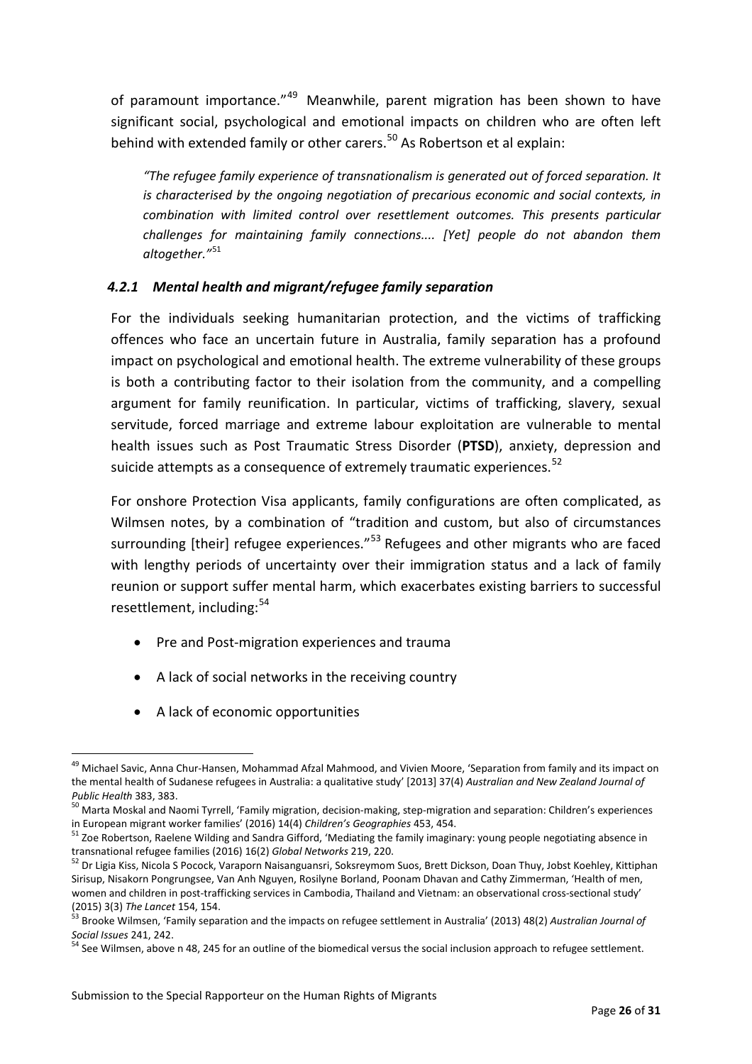of paramount importance."[49] Meanwhile, parent migration has been shown to have significant social, psychological and emotional impacts on children who are often left behind with extended family or other carers.[50] As Robertson et al explain:

> *"The refugee family experience of transnationalism is generated out of forced separation. It is characterised by the ongoing negotiation of precarious economic and social contexts, in combination with limited control over resettlement outcomes. This presents particular challenges for maintaining family connections.... [Yet] people do not abandon them altogether."*[51]

### *4.2.1 Mental health and migrant/refugee family separation*

For the individuals seeking humanitarian protection, and the victims of trafficking offences who face an uncertain future in Australia, family separation has a profound impact on psychological and emotional health. The extreme vulnerability of these groups is both a contributing factor to their isolation from the community, and a compelling argument for family reunification. In particular, victims of trafficking, slavery, sexual servitude, forced marriage and extreme labour exploitation are vulnerable to mental health issues such as Post Traumatic Stress Disorder (**PTSD**), anxiety, depression and suicide attempts as a consequence of extremely traumatic experiences.[52]

For onshore Protection Visa applicants, family configurations are often complicated, as Wilmsen notes, by a combination of "tradition and custom, but also of circumstances surrounding [their] refugee experiences."[53] Refugees and other migrants who are faced with lengthy periods of uncertainty over their immigration status and a lack of family reunion or support suffer mental harm, which exacerbates existing barriers to successful resettlement, including:[54]

- Pre and Post-migration experiences and trauma
- A lack of social networks in the receiving country
- A lack of economic opportunities

---

[49] Michael Savic, Anna Chur-Hansen, Mohammad Afzal Mahmood, and Vivien Moore, 'Separation from family and its impact on the mental health of Sudanese refugees in Australia: a qualitative study' [2013] 37(4) *Australian and New Zealand Journal of Public Health* 383, 383.

[50] Marta Moskal and Naomi Tyrrell, 'Family migration, decision-making, step-migration and separation: Children's experiences in European migrant worker families' (2016) 14(4) *Children's Geographies* 453, 454.

[51] Zoe Robertson, Raelene Wilding and Sandra Gifford, 'Mediating the family imaginary: young people negotiating absence in transnational refugee families (2016) 16(2) *Global Networks* 219, 220.

[52] Dr Ligia Kiss, Nicola S Pocock, Varaporn Naisanguansri, Soksreymom Suos, Brett Dickson, Doan Thuy, Jobst Koehley, Kittiphan Sirisup, Nisakorn Pongrungsee, Van Anh Nguyen, Rosilyne Borland, Poonam Dhavan and Cathy Zimmerman, 'Health of men, women and children in post-trafficking services in Cambodia, Thailand and Vietnam: an observational cross-sectional study' (2015) 3(3) *The Lancet* 154, 154.

[53] Brooke Wilmsen, 'Family separation and the impacts on refugee settlement in Australia' (2013) 48(2) *Australian Journal of Social Issues* 241, 242.

[54] See Wilmsen, above n 48, 245 for an outline of the biomedical versus the social inclusion approach to refugee settlement.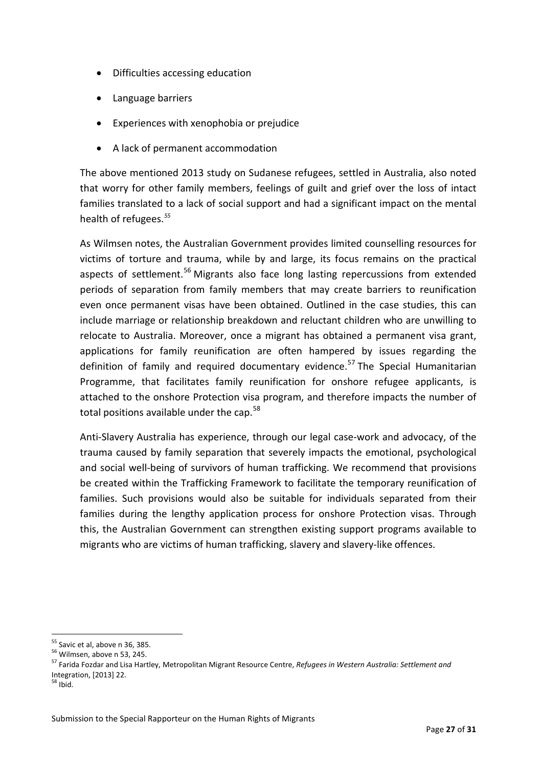- Difficulties accessing education
- Language barriers
- Experiences with xenophobia or prejudice
- A lack of permanent accommodation

The above mentioned 2013 study on Sudanese refugees, settled in Australia, also noted that worry for other family members, feelings of guilt and grief over the loss of intact families translated to a lack of social support and had a significant impact on the mental health of refugees.[55]

As Wilmsen notes, the Australian Government provides limited counselling resources for victims of torture and trauma, while by and large, its focus remains on the practical aspects of settlement.[56] Migrants also face long lasting repercussions from extended periods of separation from family members that may create barriers to reunification even once permanent visas have been obtained. Outlined in the case studies, this can include marriage or relationship breakdown and reluctant children who are unwilling to relocate to Australia. Moreover, once a migrant has obtained a permanent visa grant, applications for family reunification are often hampered by issues regarding the definition of family and required documentary evidence.[57] The Special Humanitarian Programme, that facilitates family reunification for onshore refugee applicants, is attached to the onshore Protection visa program, and therefore impacts the number of total positions available under the cap.[58]

Anti-Slavery Australia has experience, through our legal case-work and advocacy, of the trauma caused by family separation that severely impacts the emotional, psychological and social well-being of survivors of human trafficking. We recommend that provisions be created within the Trafficking Framework to facilitate the temporary reunification of families. Such provisions would also be suitable for individuals separated from their families during the lengthy application process for onshore Protection visas. Through this, the Australian Government can strengthen existing support programs available to migrants who are victims of human trafficking, slavery and slavery-like offences.

---

[55] Savic et al, above n 36, 385.

[56] Wilmsen, above n 53, 245.

[57] Farida Fozdar and Lisa Hartley, Metropolitan Migrant Resource Centre, *Refugees in Western Australia: Settlement and* Integration, [2013] 22.

[58] Ibid.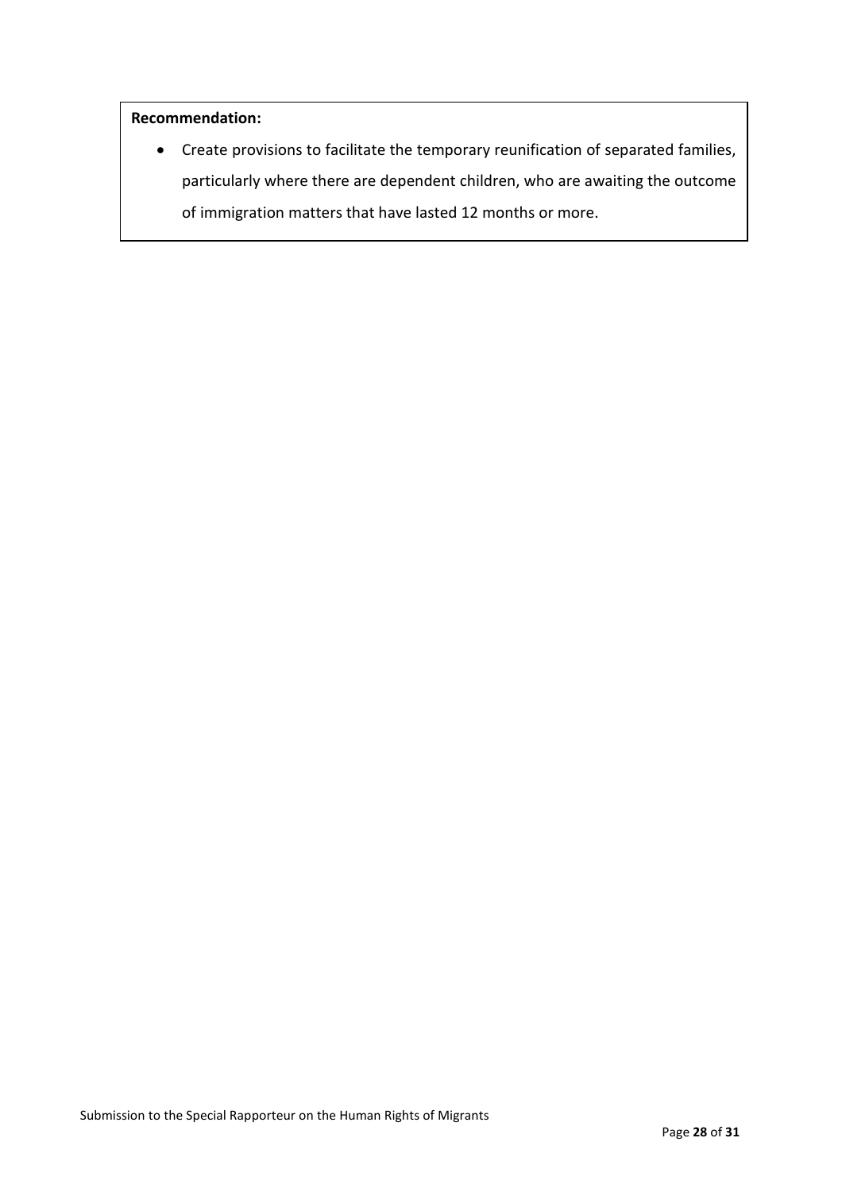**Recommendation:**

- Create provisions to facilitate the temporary reunification of separated families, particularly where there are dependent children, who are awaiting the outcome of immigration matters that have lasted 12 months or more.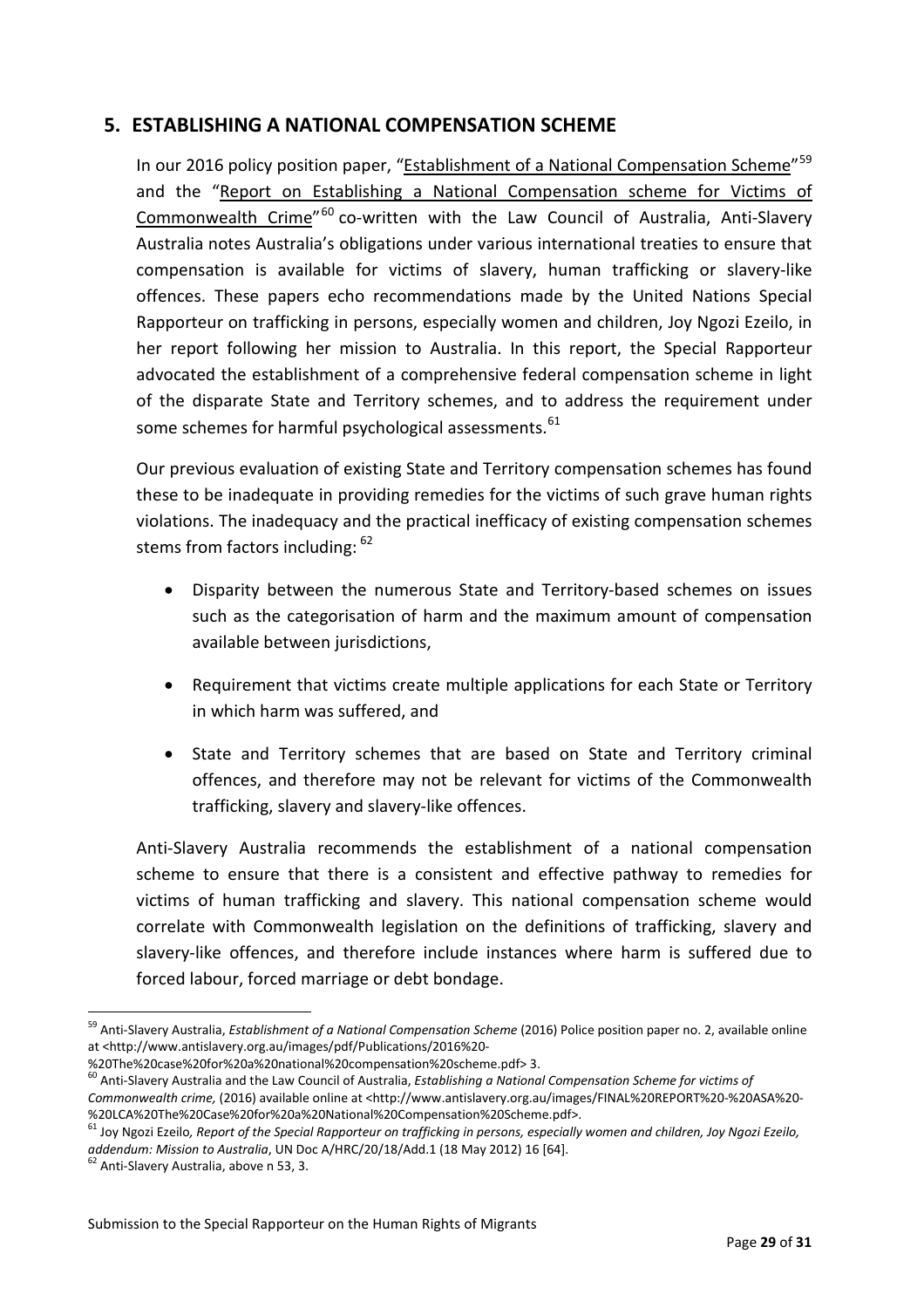## 5. ESTABLISHING A NATIONAL COMPENSATION SCHEME

In our 2016 policy position paper, "Establishment of a National Compensation Scheme"[59] and the "Report on Establishing a National Compensation scheme for Victims of Commonwealth Crime"[60] co-written with the Law Council of Australia, Anti-Slavery Australia notes Australia's obligations under various international treaties to ensure that compensation is available for victims of slavery, human trafficking or slavery-like offences. These papers echo recommendations made by the United Nations Special Rapporteur on trafficking in persons, especially women and children, Joy Ngozi Ezeilo, in her report following her mission to Australia. In this report, the Special Rapporteur advocated the establishment of a comprehensive federal compensation scheme in light of the disparate State and Territory schemes, and to address the requirement under some schemes for harmful psychological assessments.[61]

Our previous evaluation of existing State and Territory compensation schemes has found these to be inadequate in providing remedies for the victims of such grave human rights violations. The inadequacy and the practical inefficacy of existing compensation schemes stems from factors including: [62]

- Disparity between the numerous State and Territory-based schemes on issues such as the categorisation of harm and the maximum amount of compensation available between jurisdictions,
- Requirement that victims create multiple applications for each State or Territory in which harm was suffered, and
- State and Territory schemes that are based on State and Territory criminal offences, and therefore may not be relevant for victims of the Commonwealth trafficking, slavery and slavery-like offences.

Anti-Slavery Australia recommends the establishment of a national compensation scheme to ensure that there is a consistent and effective pathway to remedies for victims of human trafficking and slavery. This national compensation scheme would correlate with Commonwealth legislation on the definitions of trafficking, slavery and slavery-like offences, and therefore include instances where harm is suffered due to forced labour, forced marriage or debt bondage.

---

[59] Anti-Slavery Australia, *Establishment of a National Compensation Scheme* (2016) Police position paper no. 2, available online at <http://www.antislavery.org.au/images/pdf/Publications/2016%20-%20The%20case%20for%20a%20national%20compensation%20scheme.pdf> 3.

[60] Anti-Slavery Australia and the Law Council of Australia, *Establishing a National Compensation Scheme for victims of Commonwealth crime,* (2016) available online at <http://www.antislavery.org.au/images/FINAL%20REPORT%20-%20ASA%20-%20LCA%20The%20Case%20for%20a%20National%20Compensation%20Scheme.pdf>.

[61] Joy Ngozi Ezeilo, *Report of the Special Rapporteur on trafficking in persons, especially women and children, Joy Ngozi Ezeilo, addendum: Mission to Australia*, UN Doc A/HRC/20/18/Add.1 (18 May 2012) 16 [64].

[62] Anti-Slavery Australia, above n 53, 3.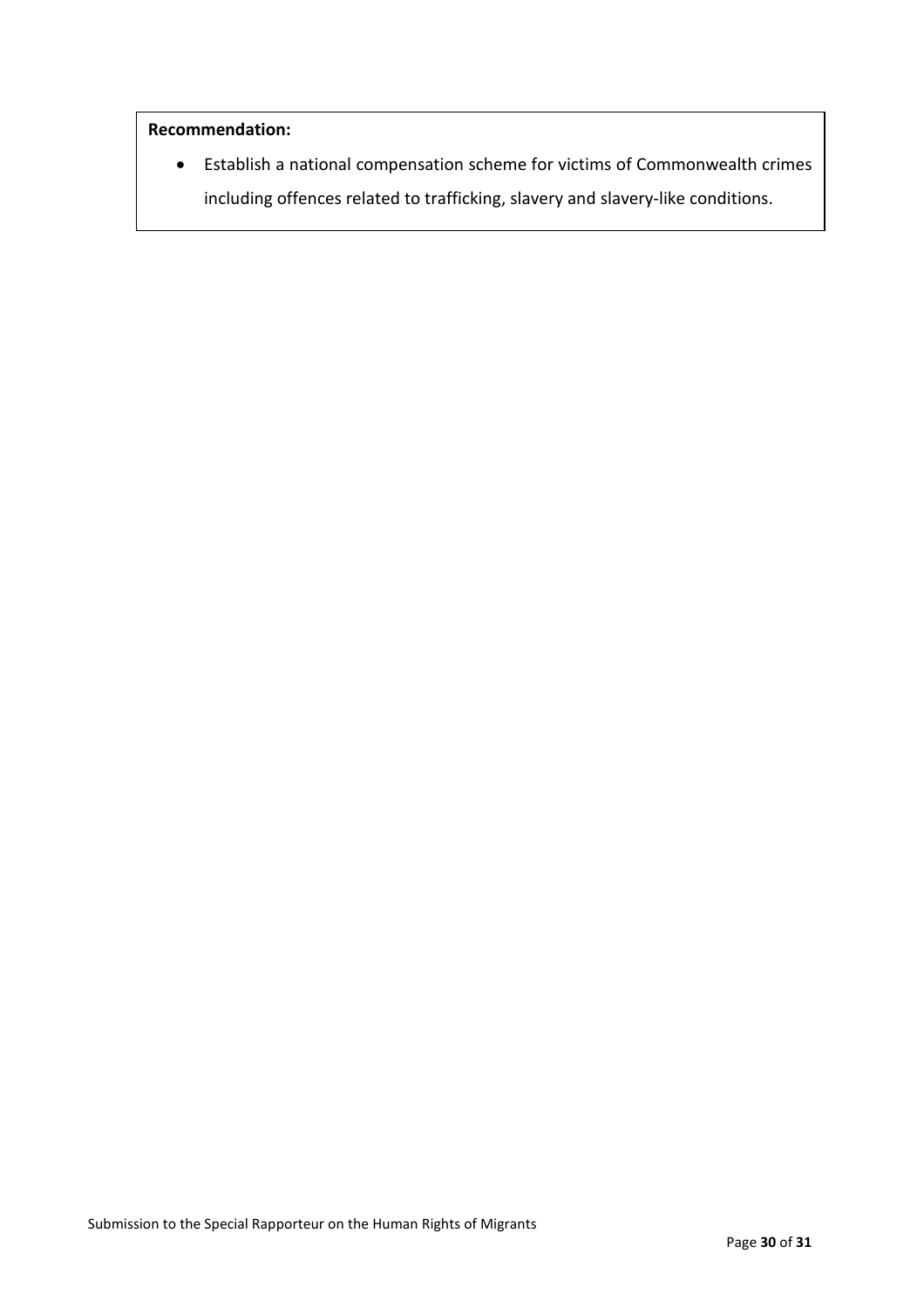**Recommendation:**

- Establish a national compensation scheme for victims of Commonwealth crimes including offences related to trafficking, slavery and slavery-like conditions.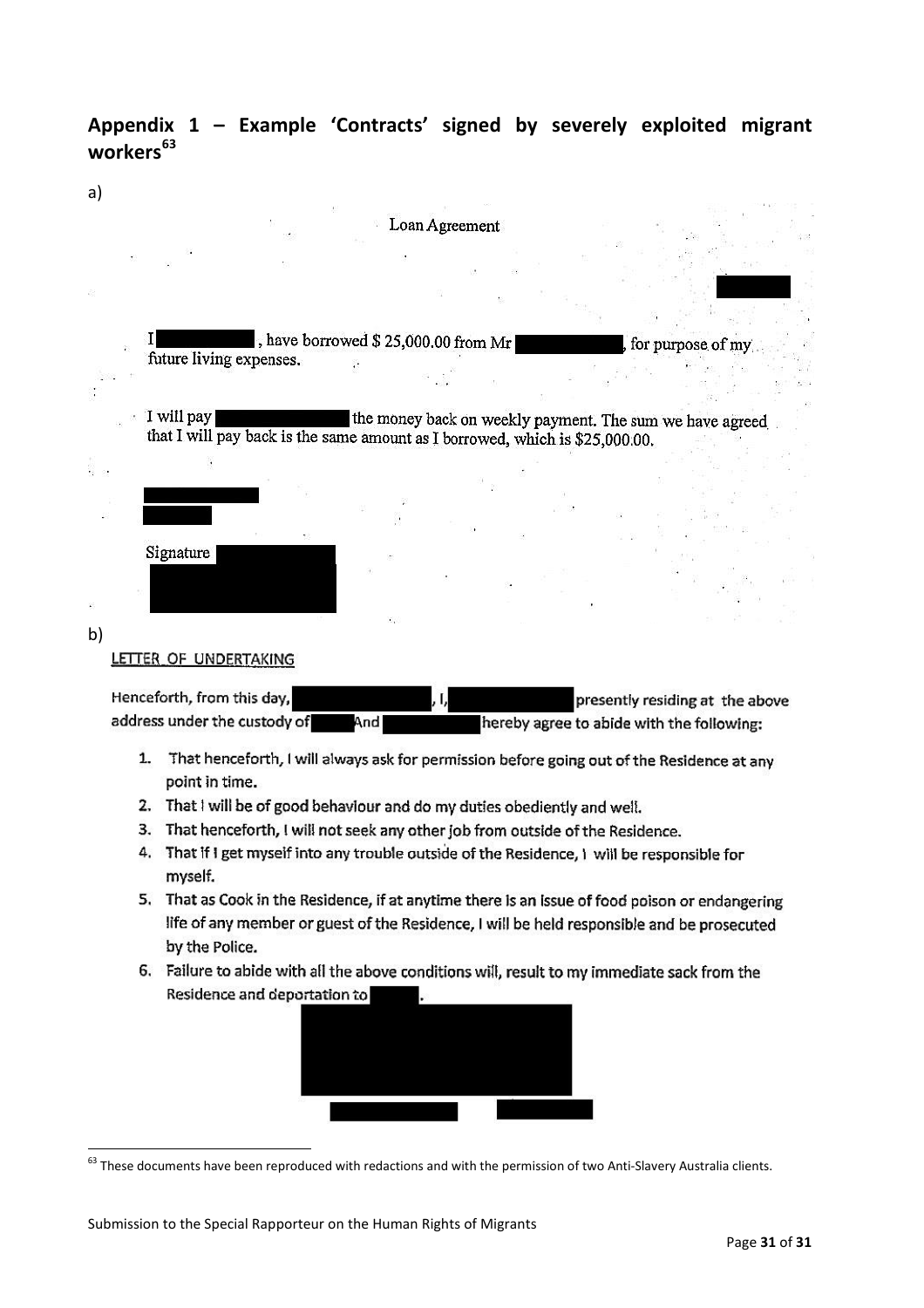## Appendix 1 – Example 'Contracts' signed by severely exploited migrant workers[63]

a)

Loan Agreement

I [REDACTED], have borrowed $ 25,000.00 from Mr [REDACTED], for purpose of my future living expenses.

I will pay [REDACTED] the money back on weekly payment. The sum we have agreed that I will pay back is the same amount as I borrowed, which is $25,000.00.

Signature [REDACTED]

b)

LETTER OF UNDERTAKING

Henceforth, from this day, [REDACTED], I, [REDACTED] presently residing at the above address under the custody of [REDACTED] And [REDACTED] hereby agree to abide with the following:

1. That henceforth, I will always ask for permission before going out of the Residence at any point in time.
2. That I will be of good behaviour and do my duties obediently and well.
3. That henceforth, I will not seek any other job from outside of the Residence.
4. That if I get myself into any trouble outside of the Residence, I will be responsible for myself.
5. That as Cook in the Residence, if at anytime there is an issue of food poison or endangering life of any member or guest of the Residence, I will be held responsible and be prosecuted by the Police.
6. Failure to abide with all the above conditions will, result to my immediate sack from the Residence and deportation to [REDACTED].

[63] These documents have been reproduced with redactions and with the permission of two Anti-Slavery Australia clients.